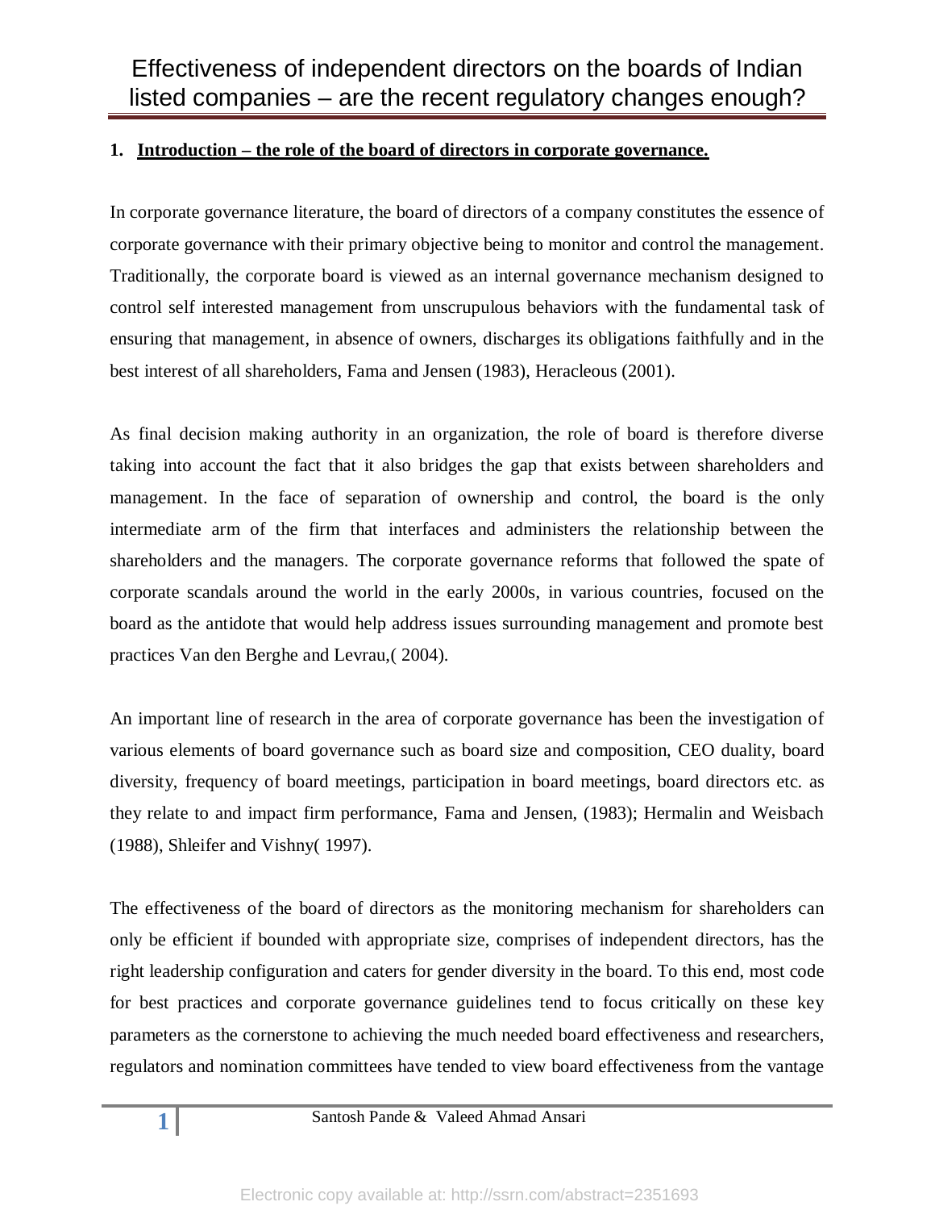# Effectiveness of independent directors on the boards of Indian listed companies – are the recent regulatory changes enough?

## 1. Introduction – the role of the board of directors in corporate governance.

In corporate governance literature, the board of directors of a company constitutes the essence of corporate governance with their primary objective being to monitor and control the management. Traditionally, the corporate board is viewed as an internal governance mechanism designed to control self interested management from unscrupulous behaviors with the fundamental task of ensuring that management, in absence of owners, discharges its obligations faithfully and in the best interest of all shareholders, Fama and Jensen (1983), Heracleous (2001).

As final decision making authority in an organization, the role of board is therefore diverse taking into account the fact that it also bridges the gap that exists between shareholders and management. In the face of separation of ownership and control, the board is the only intermediate arm of the firm that interfaces and administers the relationship between the shareholders and the managers. The corporate governance reforms that followed the spate of corporate scandals around the world in the early 2000s, in various countries, focused on the board as the antidote that would help address issues surrounding management and promote best practices Van den Berghe and Levrau,( 2004).

An important line of research in the area of corporate governance has been the investigation of various elements of board governance such as board size and composition, CEO duality, board diversity, frequency of board meetings, participation in board meetings, board directors etc. as they relate to and impact firm performance, Fama and Jensen, (1983); Hermalin and Weisbach (1988), Shleifer and Vishny( 1997).

The effectiveness of the board of directors as the monitoring mechanism for shareholders can only be efficient if bounded with appropriate size, comprises of independent directors, has the right leadership configuration and caters for gender diversity in the board. To this end, most code for best practices and corporate governance guidelines tend to focus critically on these key parameters as the cornerstone to achieving the much needed board effectiveness and researchers, regulators and nomination committees have tended to view board effectiveness from the vantage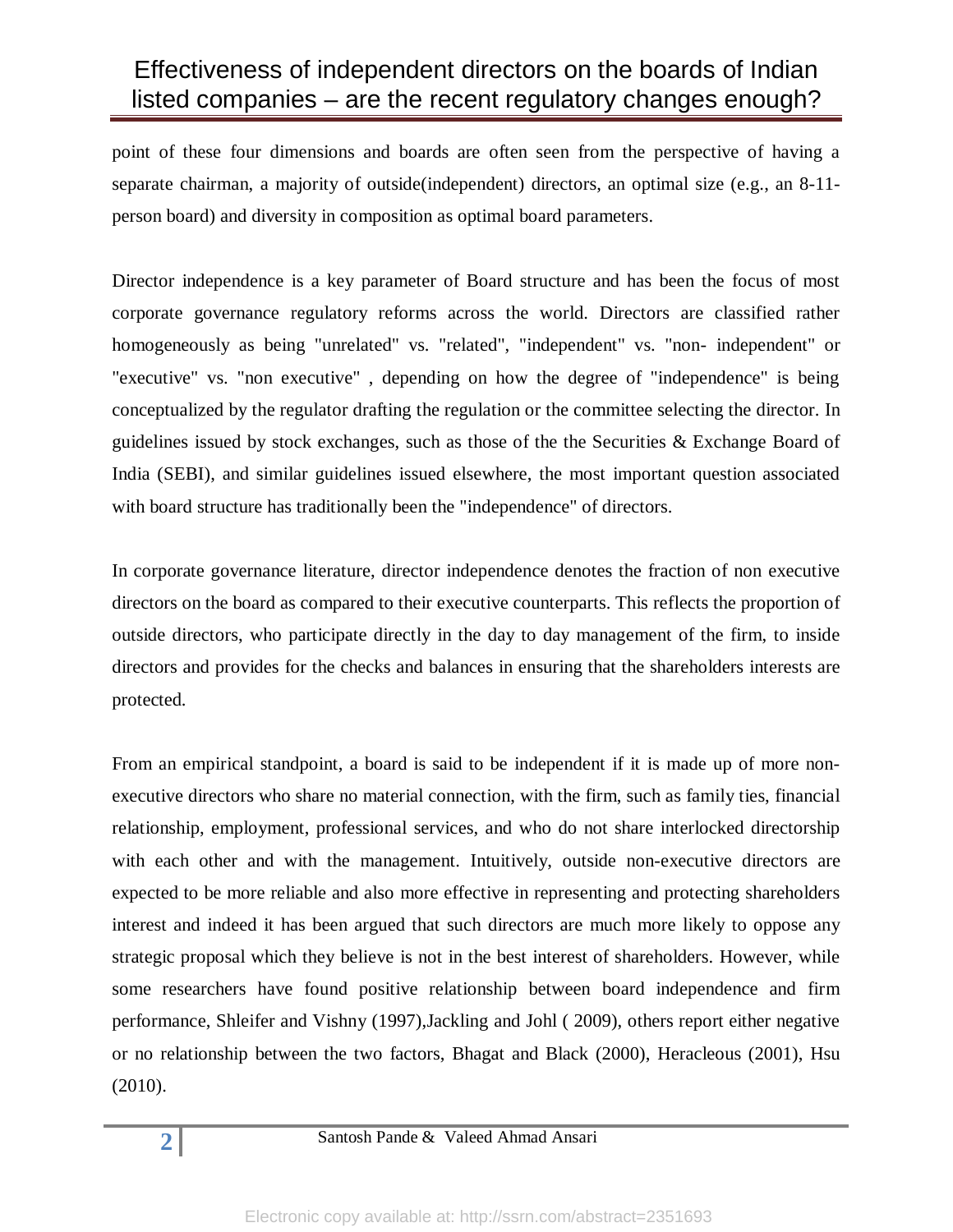point of these four dimensions and boards are often seen from the perspective of having a separate chairman, a majority of outside(independent) directors, an optimal size (e.g., an 8-11-person board) and diversity in composition as optimal board parameters.

Director independence is a key parameter of Board structure and has been the focus of most corporate governance regulatory reforms across the world. Directors are classified rather homogeneously as being "unrelated" vs. "related", "independent" vs. "non- independent" or "executive" vs. "non executive" , depending on how the degree of "independence" is being conceptualized by the regulator drafting the regulation or the committee selecting the director. In guidelines issued by stock exchanges, such as those of the the Securities & Exchange Board of India (SEBI), and similar guidelines issued elsewhere, the most important question associated with board structure has traditionally been the "independence" of directors.

In corporate governance literature, director independence denotes the fraction of non executive directors on the board as compared to their executive counterparts. This reflects the proportion of outside directors, who participate directly in the day to day management of the firm, to inside directors and provides for the checks and balances in ensuring that the shareholders interests are protected.

From an empirical standpoint, a board is said to be independent if it is made up of more non-executive directors who share no material connection, with the firm, such as family ties, financial relationship, employment, professional services, and who do not share interlocked directorship with each other and with the management. Intuitively, outside non-executive directors are expected to be more reliable and also more effective in representing and protecting shareholders interest and indeed it has been argued that such directors are much more likely to oppose any strategic proposal which they believe is not in the best interest of shareholders. However, while some researchers have found positive relationship between board independence and firm performance, Shleifer and Vishny (1997),Jackling and Johl ( 2009), others report either negative or no relationship between the two factors, Bhagat and Black (2000), Heracleous (2001), Hsu (2010).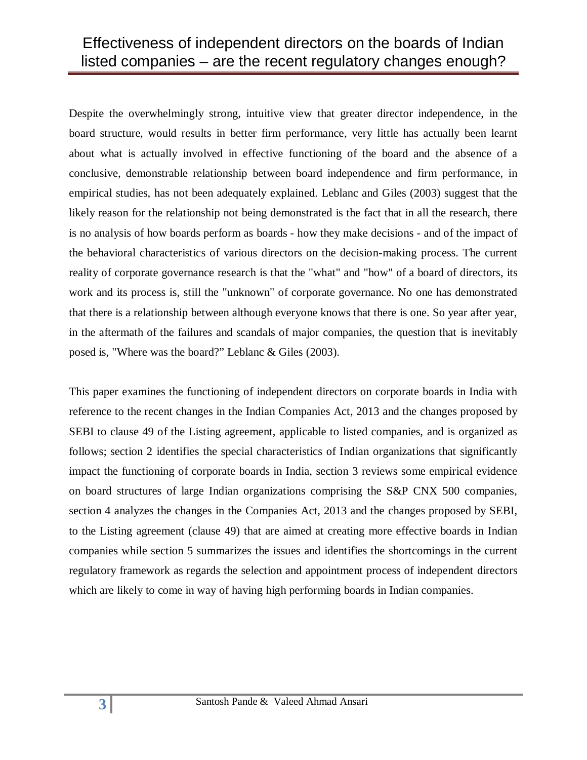Despite the overwhelmingly strong, intuitive view that greater director independence, in the board structure, would results in better firm performance, very little has actually been learnt about what is actually involved in effective functioning of the board and the absence of a conclusive, demonstrable relationship between board independence and firm performance, in empirical studies, has not been adequately explained. Leblanc and Giles (2003) suggest that the likely reason for the relationship not being demonstrated is the fact that in all the research, there is no analysis of how boards perform as boards - how they make decisions - and of the impact of the behavioral characteristics of various directors on the decision-making process. The current reality of corporate governance research is that the "what" and "how" of a board of directors, its work and its process is, still the "unknown" of corporate governance. No one has demonstrated that there is a relationship between although everyone knows that there is one. So year after year, in the aftermath of the failures and scandals of major companies, the question that is inevitably posed is, "Where was the board?" Leblanc & Giles (2003).

This paper examines the functioning of independent directors on corporate boards in India with reference to the recent changes in the Indian Companies Act, 2013 and the changes proposed by SEBI to clause 49 of the Listing agreement, applicable to listed companies, and is organized as follows; section 2 identifies the special characteristics of Indian organizations that significantly impact the functioning of corporate boards in India, section 3 reviews some empirical evidence on board structures of large Indian organizations comprising the S&P CNX 500 companies, section 4 analyzes the changes in the Companies Act, 2013 and the changes proposed by SEBI, to the Listing agreement (clause 49) that are aimed at creating more effective boards in Indian companies while section 5 summarizes the issues and identifies the shortcomings in the current regulatory framework as regards the selection and appointment process of independent directors which are likely to come in way of having high performing boards in Indian companies.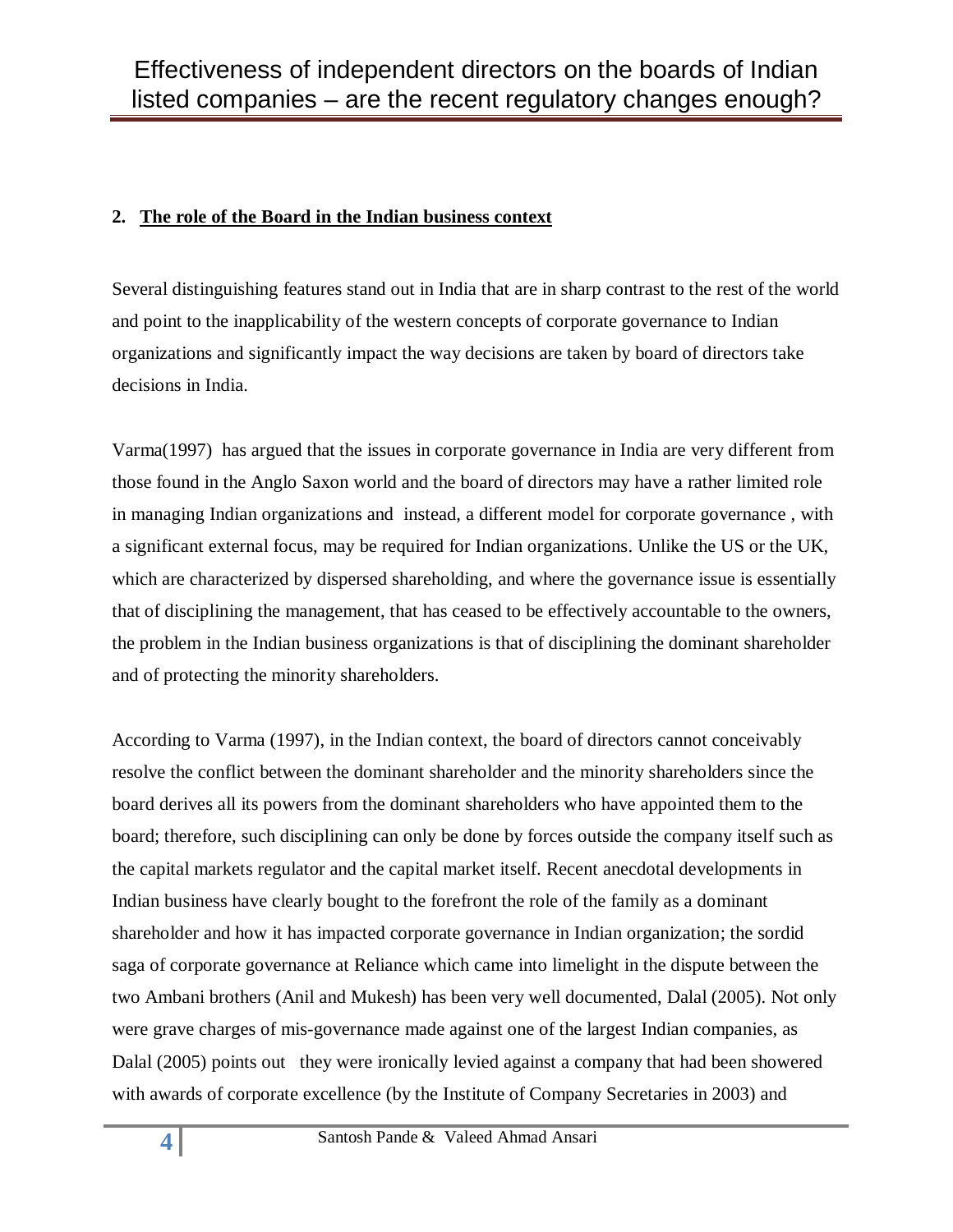## 2. The role of the Board in the Indian business context

Several distinguishing features stand out in India that are in sharp contrast to the rest of the world and point to the inapplicability of the western concepts of corporate governance to Indian organizations and significantly impact the way decisions are taken by board of directors take decisions in India.

Varma(1997) has argued that the issues in corporate governance in India are very different from those found in the Anglo Saxon world and the board of directors may have a rather limited role in managing Indian organizations and instead, a different model for corporate governance , with a significant external focus, may be required for Indian organizations. Unlike the US or the UK, which are characterized by dispersed shareholding, and where the governance issue is essentially that of disciplining the management, that has ceased to be effectively accountable to the owners, the problem in the Indian business organizations is that of disciplining the dominant shareholder and of protecting the minority shareholders.

According to Varma (1997), in the Indian context, the board of directors cannot conceivably resolve the conflict between the dominant shareholder and the minority shareholders since the board derives all its powers from the dominant shareholders who have appointed them to the board; therefore, such disciplining can only be done by forces outside the company itself such as the capital markets regulator and the capital market itself. Recent anecdotal developments in Indian business have clearly bought to the forefront the role of the family as a dominant shareholder and how it has impacted corporate governance in Indian organization; the sordid saga of corporate governance at Reliance which came into limelight in the dispute between the two Ambani brothers (Anil and Mukesh) has been very well documented, Dalal (2005). Not only were grave charges of mis-governance made against one of the largest Indian companies, as Dalal (2005) points out they were ironically levied against a company that had been showered with awards of corporate excellence (by the Institute of Company Secretaries in 2003) and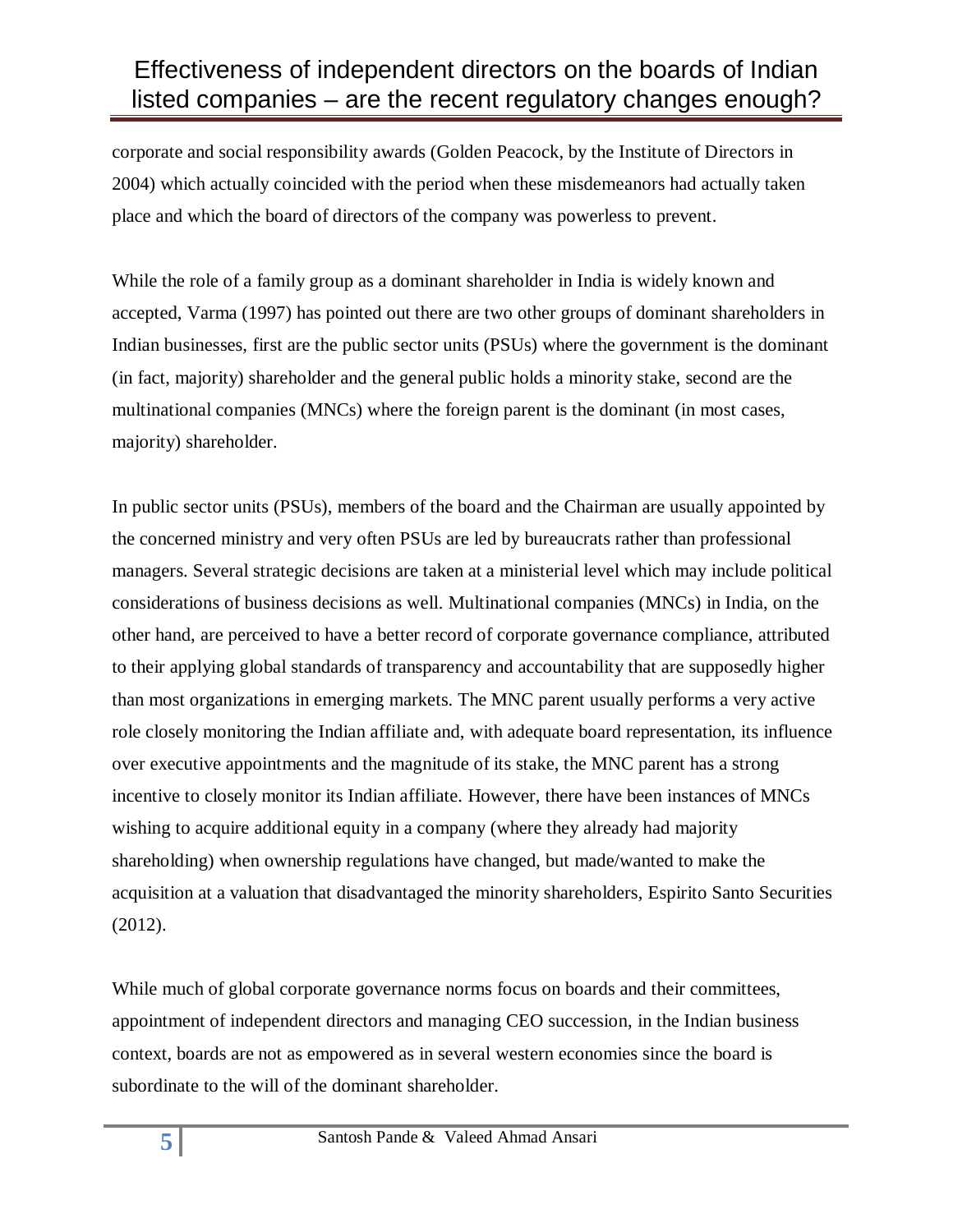corporate and social responsibility awards (Golden Peacock, by the Institute of Directors in 2004) which actually coincided with the period when these misdemeanors had actually taken place and which the board of directors of the company was powerless to prevent.

While the role of a family group as a dominant shareholder in India is widely known and accepted, Varma (1997) has pointed out there are two other groups of dominant shareholders in Indian businesses, first are the public sector units (PSUs) where the government is the dominant (in fact, majority) shareholder and the general public holds a minority stake, second are the multinational companies (MNCs) where the foreign parent is the dominant (in most cases, majority) shareholder.

In public sector units (PSUs), members of the board and the Chairman are usually appointed by the concerned ministry and very often PSUs are led by bureaucrats rather than professional managers. Several strategic decisions are taken at a ministerial level which may include political considerations of business decisions as well. Multinational companies (MNCs) in India, on the other hand, are perceived to have a better record of corporate governance compliance, attributed to their applying global standards of transparency and accountability that are supposedly higher than most organizations in emerging markets. The MNC parent usually performs a very active role closely monitoring the Indian affiliate and, with adequate board representation, its influence over executive appointments and the magnitude of its stake, the MNC parent has a strong incentive to closely monitor its Indian affiliate. However, there have been instances of MNCs wishing to acquire additional equity in a company (where they already had majority shareholding) when ownership regulations have changed, but made/wanted to make the acquisition at a valuation that disadvantaged the minority shareholders, Espirito Santo Securities (2012).

While much of global corporate governance norms focus on boards and their committees, appointment of independent directors and managing CEO succession, in the Indian business context, boards are not as empowered as in several western economies since the board is subordinate to the will of the dominant shareholder.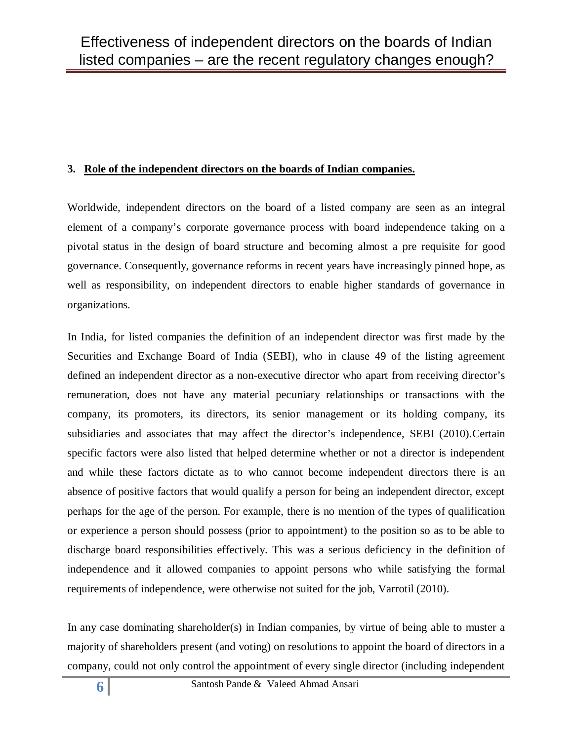## 3. Role of the independent directors on the boards of Indian companies.

Worldwide, independent directors on the board of a listed company are seen as an integral element of a company's corporate governance process with board independence taking on a pivotal status in the design of board structure and becoming almost a pre requisite for good governance. Consequently, governance reforms in recent years have increasingly pinned hope, as well as responsibility, on independent directors to enable higher standards of governance in organizations.

In India, for listed companies the definition of an independent director was first made by the Securities and Exchange Board of India (SEBI), who in clause 49 of the listing agreement defined an independent director as a non-executive director who apart from receiving director's remuneration, does not have any material pecuniary relationships or transactions with the company, its promoters, its directors, its senior management or its holding company, its subsidiaries and associates that may affect the director's independence, SEBI (2010).Certain specific factors were also listed that helped determine whether or not a director is independent and while these factors dictate as to who cannot become independent directors there is an absence of positive factors that would qualify a person for being an independent director, except perhaps for the age of the person. For example, there is no mention of the types of qualification or experience a person should possess (prior to appointment) to the position so as to be able to discharge board responsibilities effectively. This was a serious deficiency in the definition of independence and it allowed companies to appoint persons who while satisfying the formal requirements of independence, were otherwise not suited for the job, Varrotil (2010).

In any case dominating shareholder(s) in Indian companies, by virtue of being able to muster a majority of shareholders present (and voting) on resolutions to appoint the board of directors in a company, could not only control the appointment of every single director (including independent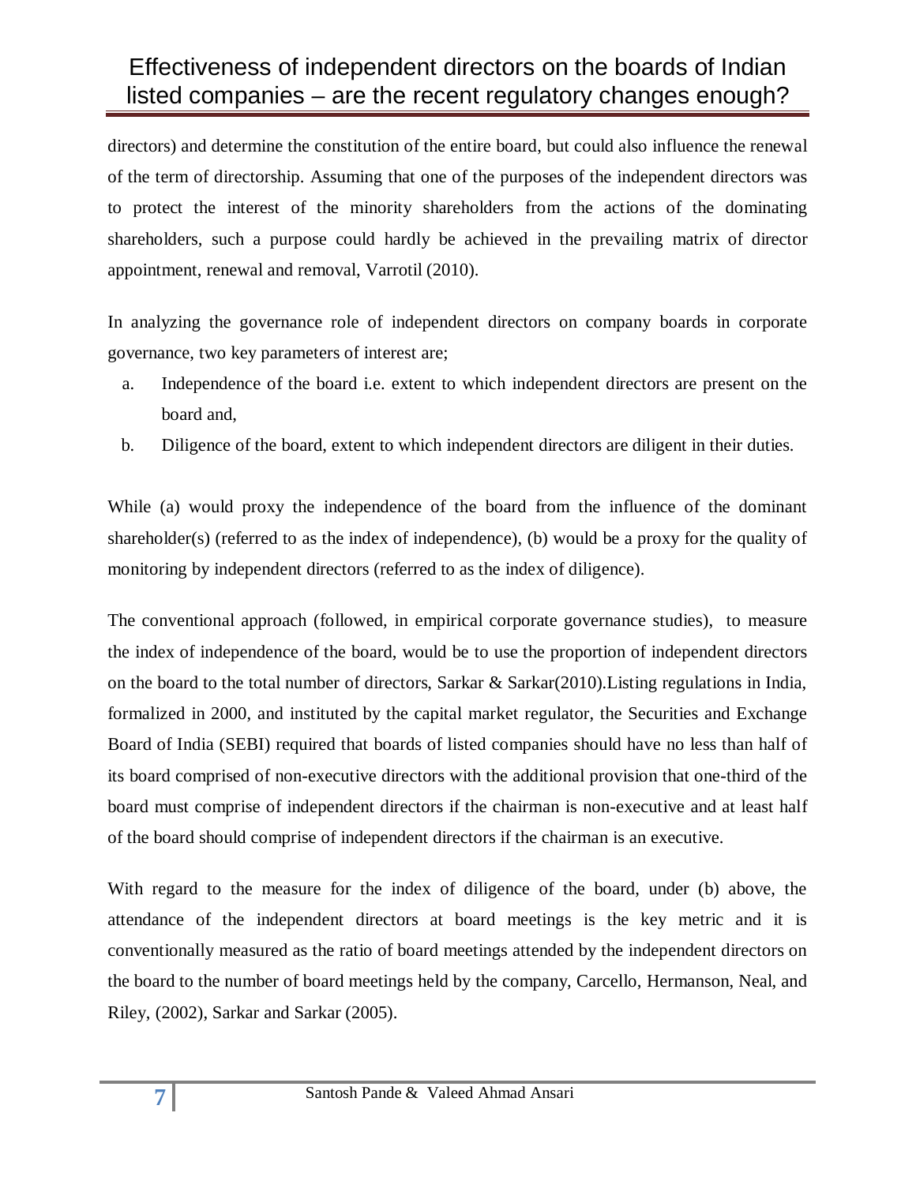directors) and determine the constitution of the entire board, but could also influence the renewal of the term of directorship. Assuming that one of the purposes of the independent directors was to protect the interest of the minority shareholders from the actions of the dominating shareholders, such a purpose could hardly be achieved in the prevailing matrix of director appointment, renewal and removal, Varrotil (2010).

In analyzing the governance role of independent directors on company boards in corporate governance, two key parameters of interest are;

a. Independence of the board i.e. extent to which independent directors are present on the board and,
b. Diligence of the board, extent to which independent directors are diligent in their duties.

While (a) would proxy the independence of the board from the influence of the dominant shareholder(s) (referred to as the index of independence), (b) would be a proxy for the quality of monitoring by independent directors (referred to as the index of diligence).

The conventional approach (followed, in empirical corporate governance studies), to measure the index of independence of the board, would be to use the proportion of independent directors on the board to the total number of directors, Sarkar & Sarkar(2010).Listing regulations in India, formalized in 2000, and instituted by the capital market regulator, the Securities and Exchange Board of India (SEBI) required that boards of listed companies should have no less than half of its board comprised of non-executive directors with the additional provision that one-third of the board must comprise of independent directors if the chairman is non-executive and at least half of the board should comprise of independent directors if the chairman is an executive.

With regard to the measure for the index of diligence of the board, under (b) above, the attendance of the independent directors at board meetings is the key metric and it is conventionally measured as the ratio of board meetings attended by the independent directors on the board to the number of board meetings held by the company, Carcello, Hermanson, Neal, and Riley, (2002), Sarkar and Sarkar (2005).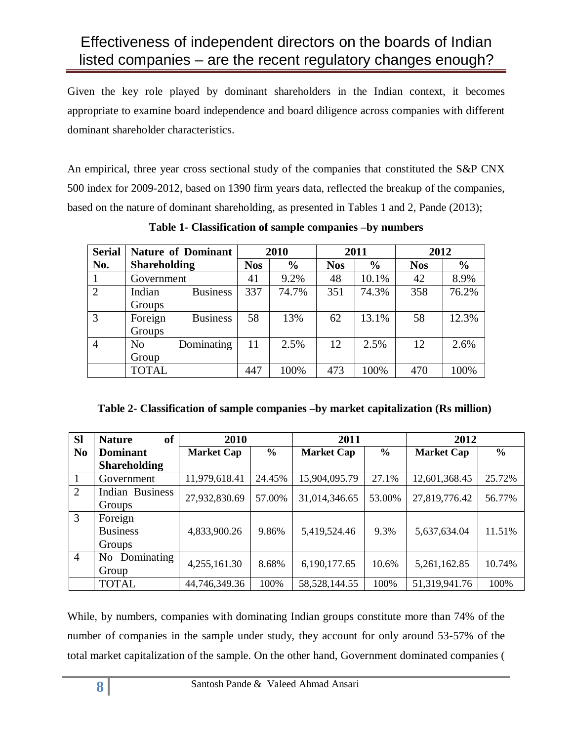Given the key role played by dominant shareholders in the Indian context, it becomes appropriate to examine board independence and board diligence across companies with different dominant shareholder characteristics.

An empirical, three year cross sectional study of the companies that constituted the S&P CNX 500 index for 2009-2012, based on 1390 firm years data, reflected the breakup of the companies, based on the nature of dominant shareholding, as presented in Tables 1 and 2, Pande (2013);

**Table 1- Classification of sample companies –by numbers**

| Serial No. | Nature of Dominant Shareholding | 2010 | | 2011 | | 2012 | |
|---|---|---|---|---|---|---|---|
| | | Nos | % | Nos | % | Nos | % |
| 1 | Government | 41 | 9.2% | 48 | 10.1% | 42 | 8.9% |
| 2 | Indian Business Groups | 337 | 74.7% | 351 | 74.3% | 358 | 76.2% |
| 3 | Foreign Business Groups | 58 | 13% | 62 | 13.1% | 58 | 12.3% |
| 4 | No Dominating Group | 11 | 2.5% | 12 | 2.5% | 12 | 2.6% |
| | TOTAL | 447 | 100% | 473 | 100% | 470 | 100% |

**Table 2- Classification of sample companies –by market capitalization (Rs million)**

| Sl No | Nature of Dominant Shareholding | 2010 | | 2011 | | 2012 | |
|---|---|---|---|---|---|---|---|
| | | Market Cap | % | Market Cap | % | Market Cap | % |
| 1 | Government | 11,979,618.41 | 24.45% | 15,904,095.79 | 27.1% | 12,601,368.45 | 25.72% |
| 2 | Indian Business Groups | 27,932,830.69 | 57.00% | 31,014,346.65 | 53.00% | 27,819,776.42 | 56.77% |
| 3 | Foreign Business Groups | 4,833,900.26 | 9.86% | 5,419,524.46 | 9.3% | 5,637,634.04 | 11.51% |
| 4 | No Dominating Group | 4,255,161.30 | 8.68% | 6,190,177.65 | 10.6% | 5,261,162.85 | 10.74% |
| | TOTAL | 44,746,349.36 | 100% | 58,528,144.55 | 100% | 51,319,941.76 | 100% |

While, by numbers, companies with dominating Indian groups constitute more than 74% of the number of companies in the sample under study, they account for only around 53-57% of the total market capitalization of the sample. On the other hand, Government dominated companies (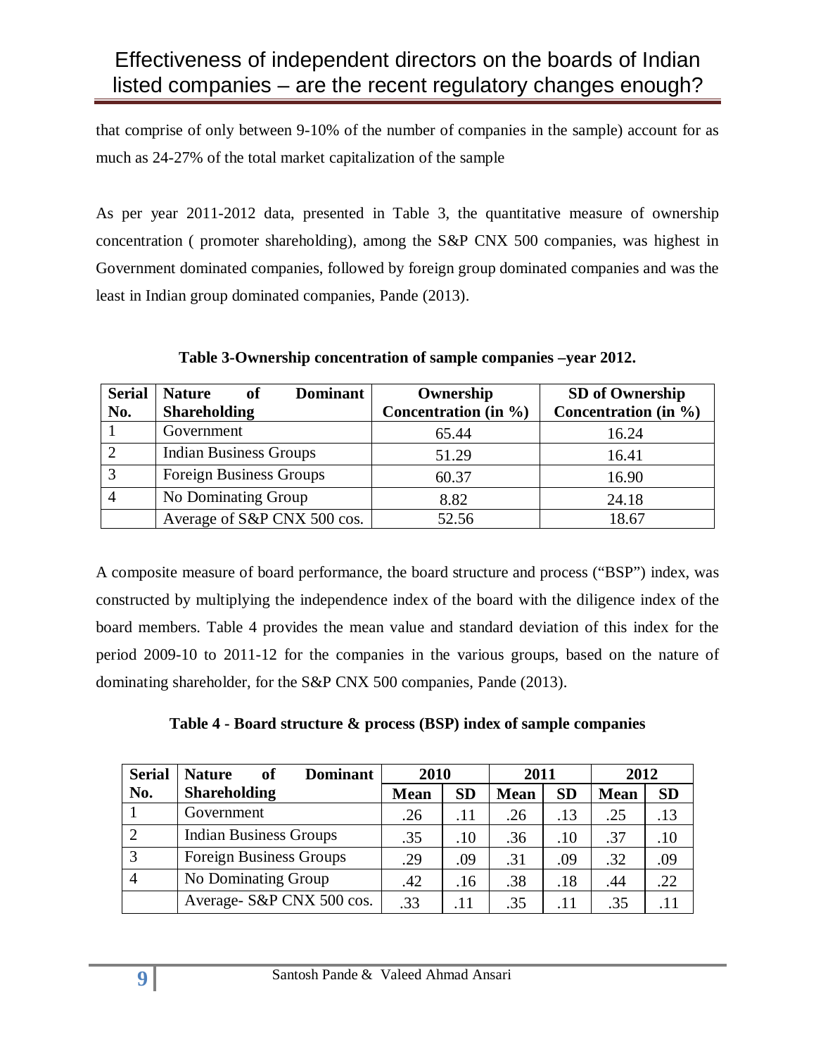that comprise of only between 9-10% of the number of companies in the sample) account for as much as 24-27% of the total market capitalization of the sample

As per year 2011-2012 data, presented in Table 3, the quantitative measure of ownership concentration ( promoter shareholding), among the S&P CNX 500 companies, was highest in Government dominated companies, followed by foreign group dominated companies and was the least in Indian group dominated companies, Pande (2013).

**Table 3-Ownership concentration of sample companies –year 2012.**

| Serial No. | Nature of Dominant Shareholding | Ownership Concentration (in %) | SD of Ownership Concentration (in %) |
|---|---|---|---|
| 1 | Government | 65.44 | 16.24 |
| 2 | Indian Business Groups | 51.29 | 16.41 |
| 3 | Foreign Business Groups | 60.37 | 16.90 |
| 4 | No Dominating Group | 8.82 | 24.18 |
| | Average of S&P CNX 500 cos. | 52.56 | 18.67 |

A composite measure of board performance, the board structure and process ("BSP") index, was constructed by multiplying the independence index of the board with the diligence index of the board members. Table 4 provides the mean value and standard deviation of this index for the period 2009-10 to 2011-12 for the companies in the various groups, based on the nature of dominating shareholder, for the S&P CNX 500 companies, Pande (2013).

**Table 4 - Board structure & process (BSP) index of sample companies**

| Serial No. | Nature of Dominant Shareholding | 2010 | | 2011 | | 2012 | |
|---|---|---|---|---|---|---|---|
| | | Mean | SD | Mean | SD | Mean | SD |
| 1 | Government | .26 | .11 | .26 | .13 | .25 | .13 |
| 2 | Indian Business Groups | .35 | .10 | .36 | .10 | .37 | .10 |
| 3 | Foreign Business Groups | .29 | .09 | .31 | .09 | .32 | .09 |
| 4 | No Dominating Group | .42 | .16 | .38 | .18 | .44 | .22 |
| | Average- S&P CNX 500 cos. | .33 | .11 | .35 | .11 | .35 | .11 |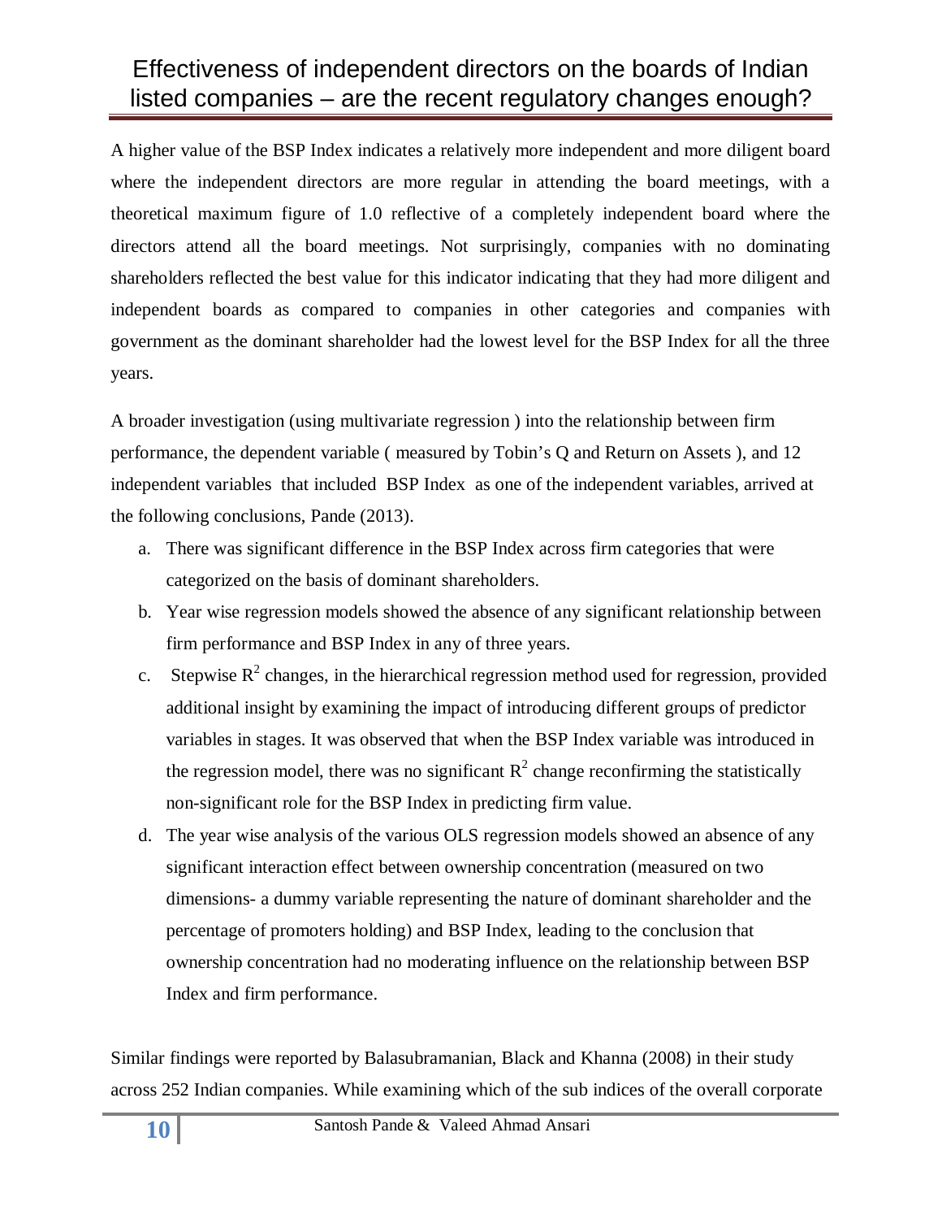A higher value of the BSP Index indicates a relatively more independent and more diligent board where the independent directors are more regular in attending the board meetings, with a theoretical maximum figure of 1.0 reflective of a completely independent board where the directors attend all the board meetings. Not surprisingly, companies with no dominating shareholders reflected the best value for this indicator indicating that they had more diligent and independent boards as compared to companies in other categories and companies with government as the dominant shareholder had the lowest level for the BSP Index for all the three years.

A broader investigation (using multivariate regression ) into the relationship between firm performance, the dependent variable ( measured by Tobin's Q and Return on Assets ), and 12 independent variables that included BSP Index as one of the independent variables, arrived at the following conclusions, Pande (2013).

a. There was significant difference in the BSP Index across firm categories that were categorized on the basis of dominant shareholders.
b. Year wise regression models showed the absence of any significant relationship between firm performance and BSP Index in any of three years.
c. Stepwise $R^2$ changes, in the hierarchical regression method used for regression, provided additional insight by examining the impact of introducing different groups of predictor variables in stages. It was observed that when the BSP Index variable was introduced in the regression model, there was no significant $R^2$ change reconfirming the statistically non-significant role for the BSP Index in predicting firm value.
d. The year wise analysis of the various OLS regression models showed an absence of any significant interaction effect between ownership concentration (measured on two dimensions- a dummy variable representing the nature of dominant shareholder and the percentage of promoters holding) and BSP Index, leading to the conclusion that ownership concentration had no moderating influence on the relationship between BSP Index and firm performance.

Similar findings were reported by Balasubramanian, Black and Khanna (2008) in their study across 252 Indian companies. While examining which of the sub indices of the overall corporate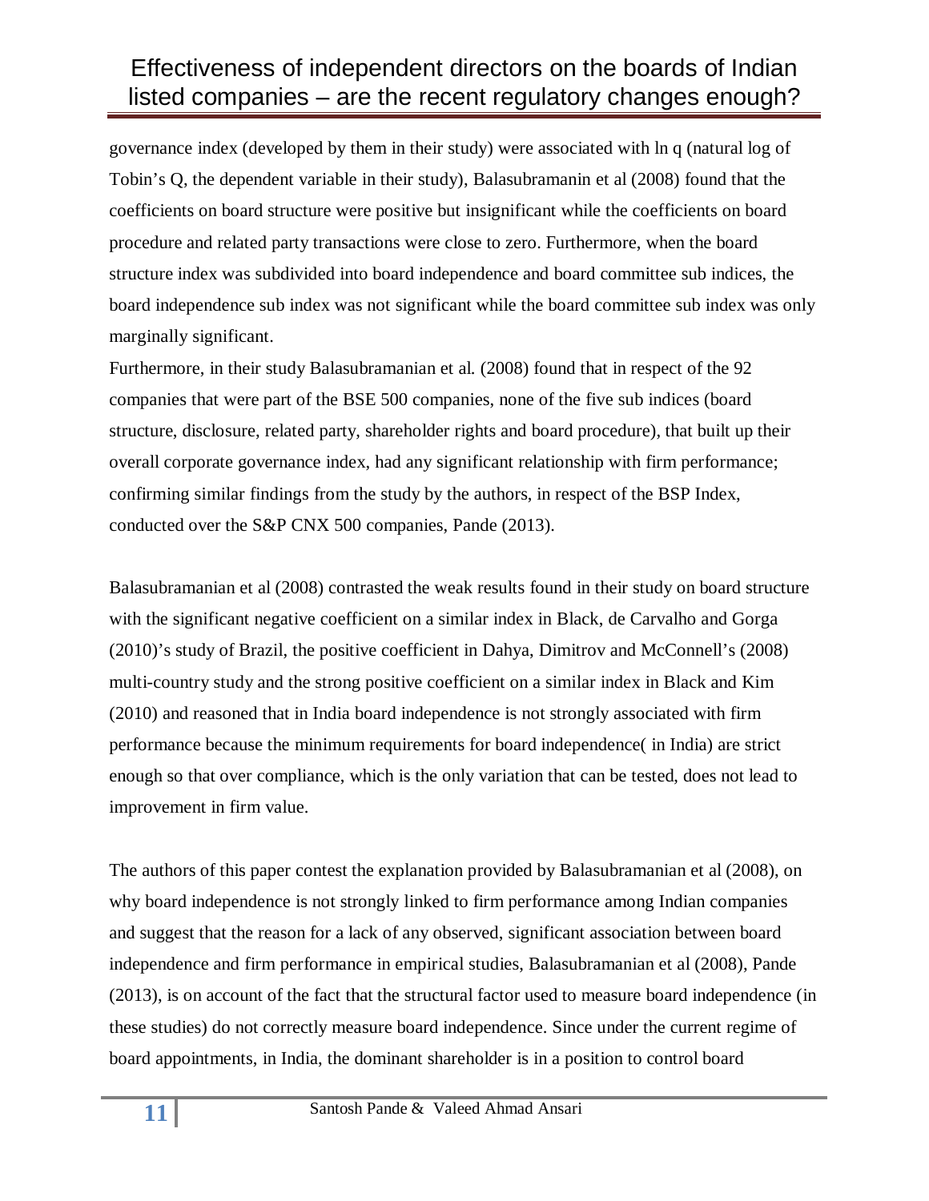governance index (developed by them in their study) were associated with ln q (natural log of Tobin's Q, the dependent variable in their study), Balasubramanin et al (2008) found that the coefficients on board structure were positive but insignificant while the coefficients on board procedure and related party transactions were close to zero. Furthermore, when the board structure index was subdivided into board independence and board committee sub indices, the board independence sub index was not significant while the board committee sub index was only marginally significant.

Furthermore, in their study Balasubramanian et al. (2008) found that in respect of the 92 companies that were part of the BSE 500 companies, none of the five sub indices (board structure, disclosure, related party, shareholder rights and board procedure), that built up their overall corporate governance index, had any significant relationship with firm performance; confirming similar findings from the study by the authors, in respect of the BSP Index, conducted over the S&P CNX 500 companies, Pande (2013).

Balasubramanian et al (2008) contrasted the weak results found in their study on board structure with the significant negative coefficient on a similar index in Black, de Carvalho and Gorga (2010)'s study of Brazil, the positive coefficient in Dahya, Dimitrov and McConnell's (2008) multi-country study and the strong positive coefficient on a similar index in Black and Kim (2010) and reasoned that in India board independence is not strongly associated with firm performance because the minimum requirements for board independence( in India) are strict enough so that over compliance, which is the only variation that can be tested, does not lead to improvement in firm value.

The authors of this paper contest the explanation provided by Balasubramanian et al (2008), on why board independence is not strongly linked to firm performance among Indian companies and suggest that the reason for a lack of any observed, significant association between board independence and firm performance in empirical studies, Balasubramanian et al (2008), Pande (2013), is on account of the fact that the structural factor used to measure board independence (in these studies) do not correctly measure board independence. Since under the current regime of board appointments, in India, the dominant shareholder is in a position to control board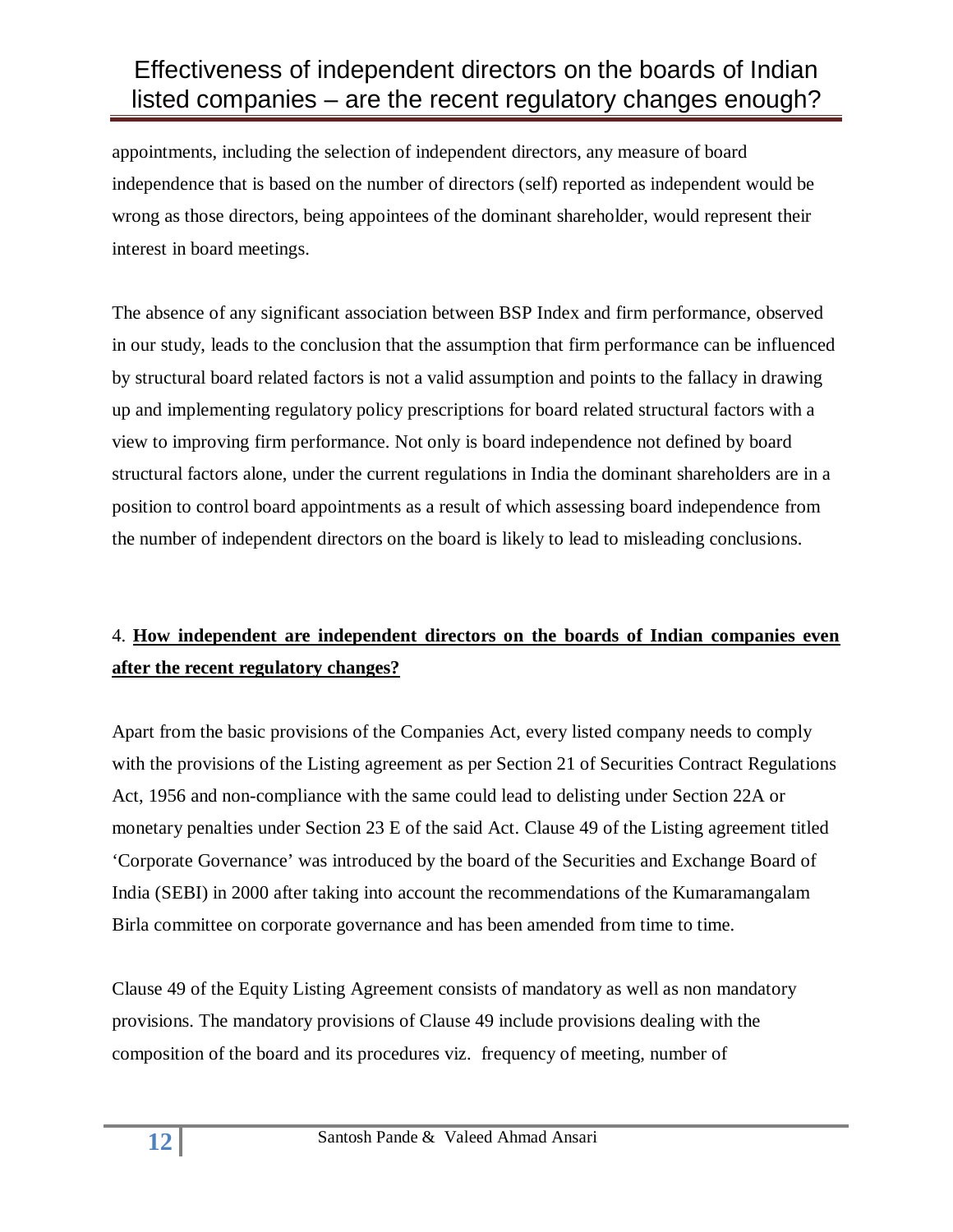appointments, including the selection of independent directors, any measure of board independence that is based on the number of directors (self) reported as independent would be wrong as those directors, being appointees of the dominant shareholder, would represent their interest in board meetings.

The absence of any significant association between BSP Index and firm performance, observed in our study, leads to the conclusion that the assumption that firm performance can be influenced by structural board related factors is not a valid assumption and points to the fallacy in drawing up and implementing regulatory policy prescriptions for board related structural factors with a view to improving firm performance. Not only is board independence not defined by board structural factors alone, under the current regulations in India the dominant shareholders are in a position to control board appointments as a result of which assessing board independence from the number of independent directors on the board is likely to lead to misleading conclusions.

## 4. **How independent are independent directors on the boards of Indian companies even after the recent regulatory changes?**

Apart from the basic provisions of the Companies Act, every listed company needs to comply with the provisions of the Listing agreement as per Section 21 of Securities Contract Regulations Act, 1956 and non-compliance with the same could lead to delisting under Section 22A or monetary penalties under Section 23 E of the said Act. Clause 49 of the Listing agreement titled 'Corporate Governance' was introduced by the board of the Securities and Exchange Board of India (SEBI) in 2000 after taking into account the recommendations of the Kumaramangalam Birla committee on corporate governance and has been amended from time to time.

Clause 49 of the Equity Listing Agreement consists of mandatory as well as non mandatory provisions. The mandatory provisions of Clause 49 include provisions dealing with the composition of the board and its procedures viz. frequency of meeting, number of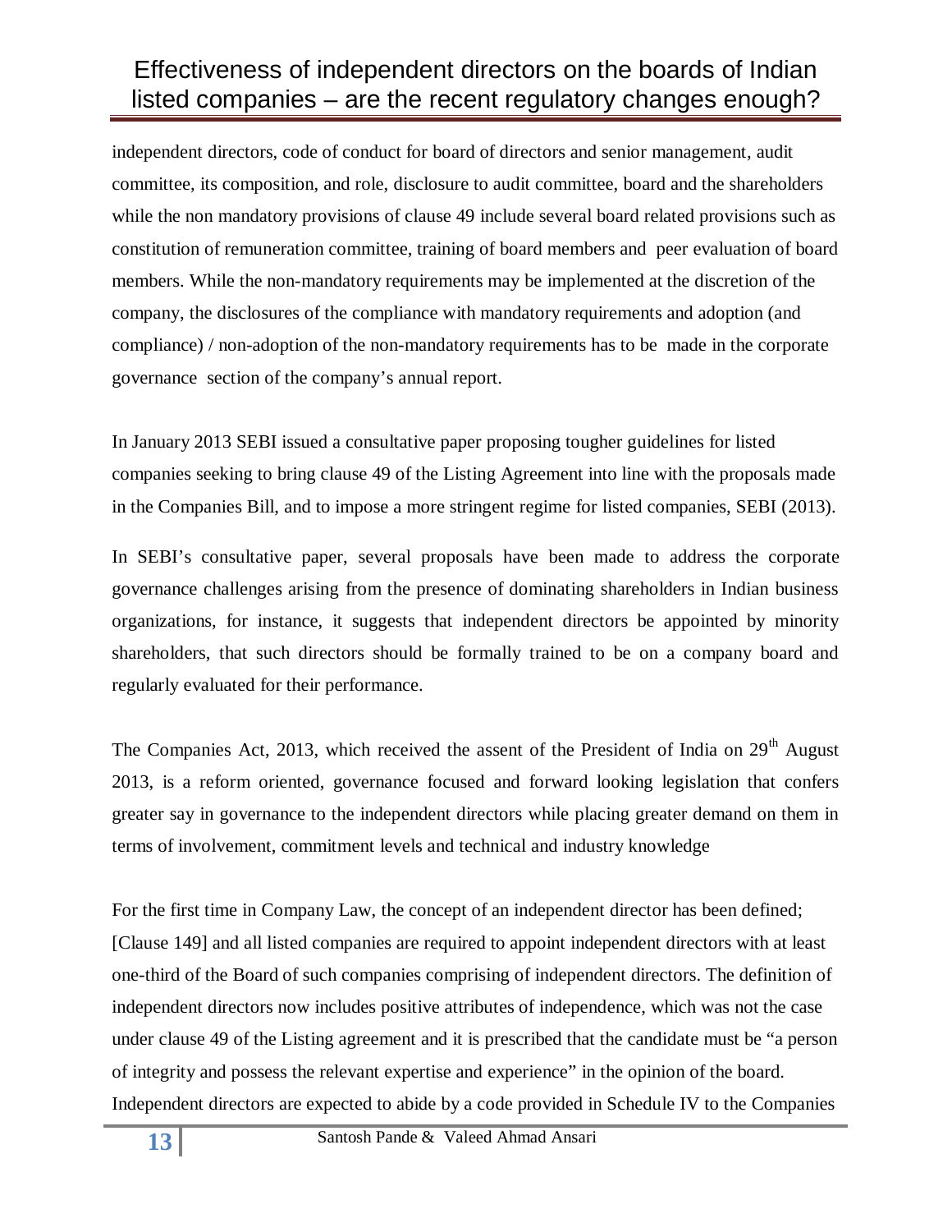independent directors, code of conduct for board of directors and senior management, audit committee, its composition, and role, disclosure to audit committee, board and the shareholders while the non mandatory provisions of clause 49 include several board related provisions such as constitution of remuneration committee, training of board members and peer evaluation of board members. While the non-mandatory requirements may be implemented at the discretion of the company, the disclosures of the compliance with mandatory requirements and adoption (and compliance) / non-adoption of the non-mandatory requirements has to be made in the corporate governance section of the company's annual report.

In January 2013 SEBI issued a consultative paper proposing tougher guidelines for listed companies seeking to bring clause 49 of the Listing Agreement into line with the proposals made in the Companies Bill, and to impose a more stringent regime for listed companies, SEBI (2013).

In SEBI's consultative paper, several proposals have been made to address the corporate governance challenges arising from the presence of dominating shareholders in Indian business organizations, for instance, it suggests that independent directors be appointed by minority shareholders, that such directors should be formally trained to be on a company board and regularly evaluated for their performance.

The Companies Act, 2013, which received the assent of the President of India on 29th August 2013, is a reform oriented, governance focused and forward looking legislation that confers greater say in governance to the independent directors while placing greater demand on them in terms of involvement, commitment levels and technical and industry knowledge

For the first time in Company Law, the concept of an independent director has been defined; [Clause 149] and all listed companies are required to appoint independent directors with at least one-third of the Board of such companies comprising of independent directors. The definition of independent directors now includes positive attributes of independence, which was not the case under clause 49 of the Listing agreement and it is prescribed that the candidate must be "a person of integrity and possess the relevant expertise and experience" in the opinion of the board. Independent directors are expected to abide by a code provided in Schedule IV to the Companies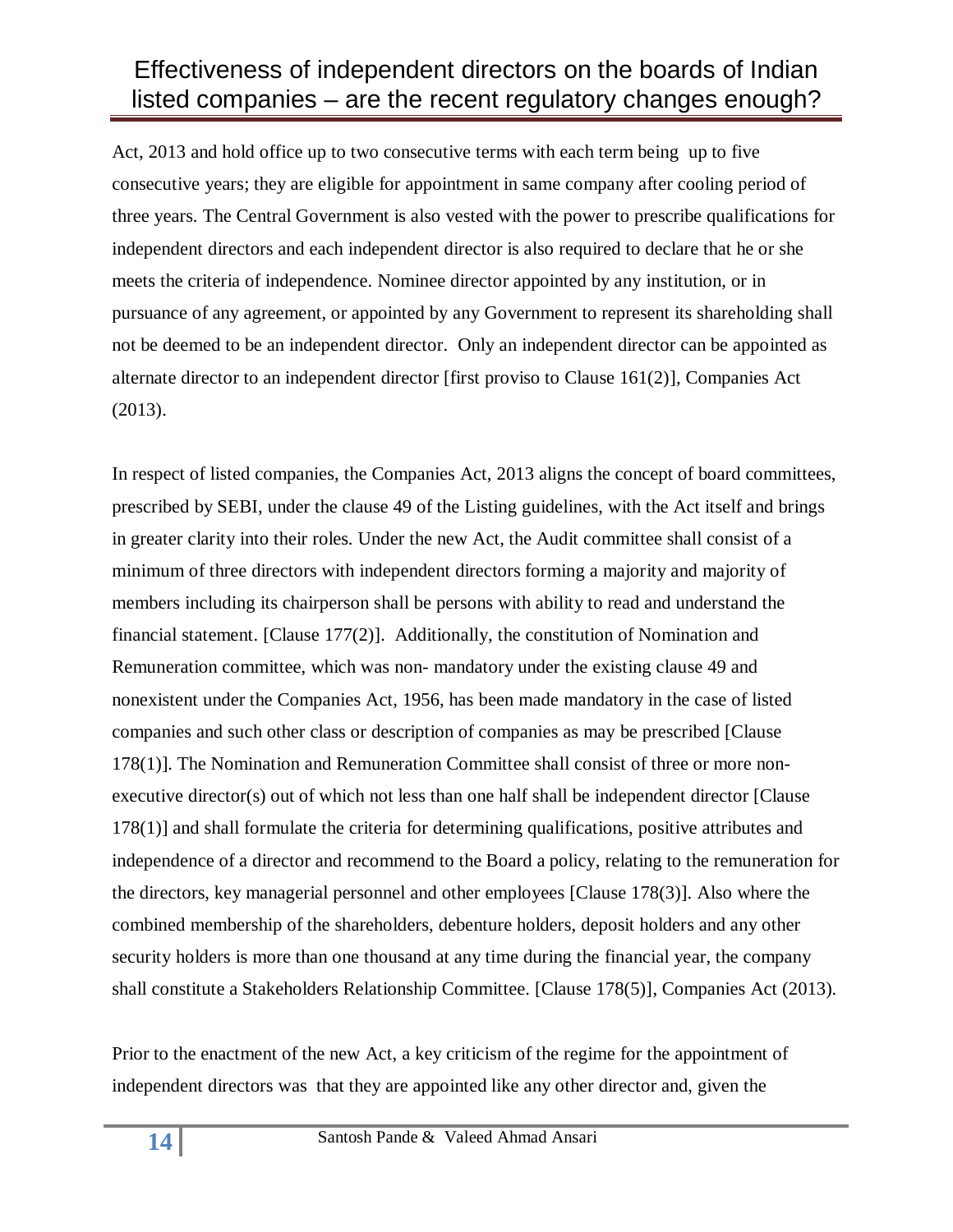Act, 2013 and hold office up to two consecutive terms with each term being up to five consecutive years; they are eligible for appointment in same company after cooling period of three years. The Central Government is also vested with the power to prescribe qualifications for independent directors and each independent director is also required to declare that he or she meets the criteria of independence. Nominee director appointed by any institution, or in pursuance of any agreement, or appointed by any Government to represent its shareholding shall not be deemed to be an independent director. Only an independent director can be appointed as alternate director to an independent director [first proviso to Clause 161(2)], Companies Act (2013).

In respect of listed companies, the Companies Act, 2013 aligns the concept of board committees, prescribed by SEBI, under the clause 49 of the Listing guidelines, with the Act itself and brings in greater clarity into their roles. Under the new Act, the Audit committee shall consist of a minimum of three directors with independent directors forming a majority and majority of members including its chairperson shall be persons with ability to read and understand the financial statement. [Clause 177(2)]. Additionally, the constitution of Nomination and Remuneration committee, which was non- mandatory under the existing clause 49 and nonexistent under the Companies Act, 1956, has been made mandatory in the case of listed companies and such other class or description of companies as may be prescribed [Clause 178(1)]. The Nomination and Remuneration Committee shall consist of three or more non-executive director(s) out of which not less than one half shall be independent director [Clause 178(1)] and shall formulate the criteria for determining qualifications, positive attributes and independence of a director and recommend to the Board a policy, relating to the remuneration for the directors, key managerial personnel and other employees [Clause 178(3)]. Also where the combined membership of the shareholders, debenture holders, deposit holders and any other security holders is more than one thousand at any time during the financial year, the company shall constitute a Stakeholders Relationship Committee. [Clause 178(5)], Companies Act (2013).

Prior to the enactment of the new Act, a key criticism of the regime for the appointment of independent directors was that they are appointed like any other director and, given the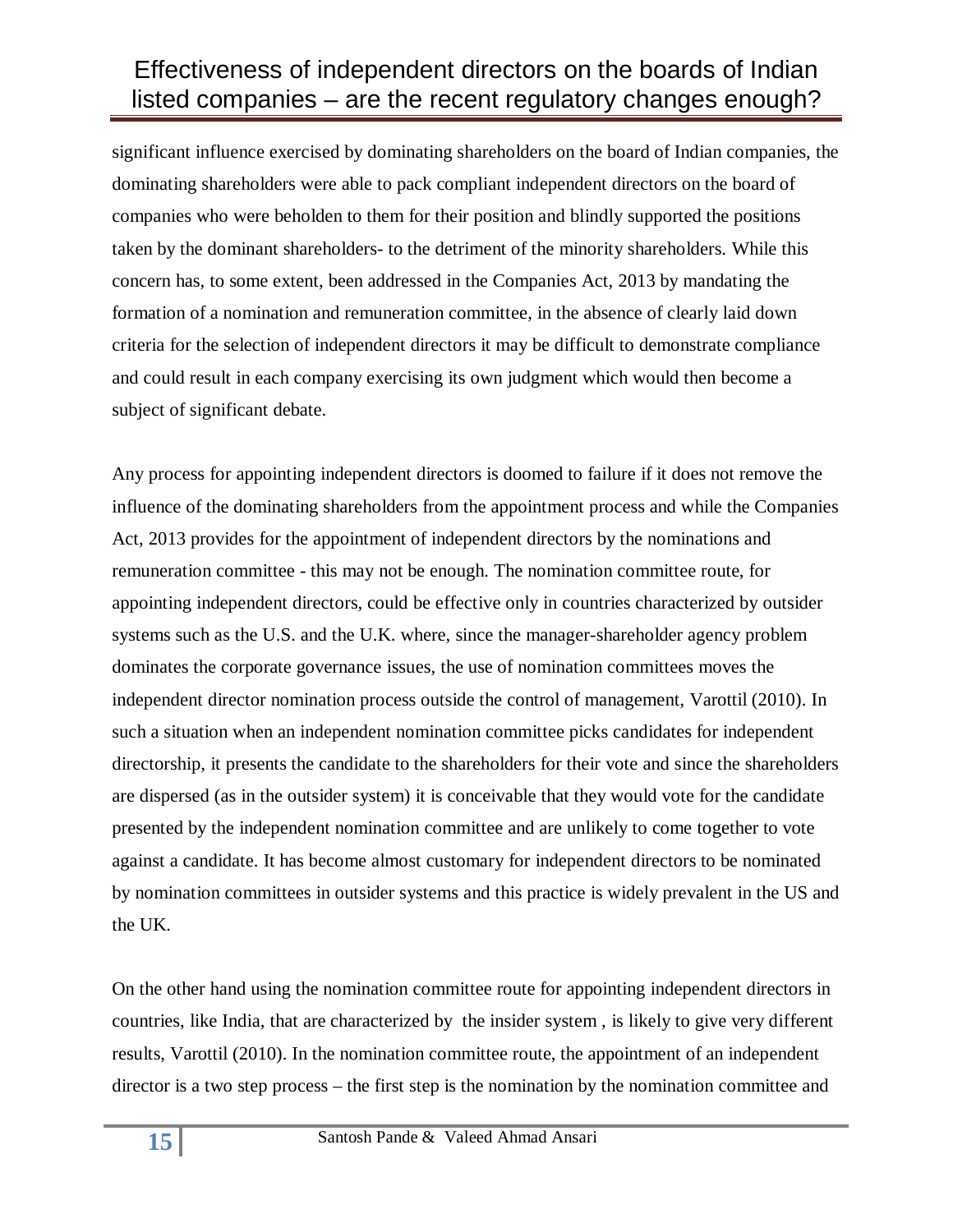significant influence exercised by dominating shareholders on the board of Indian companies, the dominating shareholders were able to pack compliant independent directors on the board of companies who were beholden to them for their position and blindly supported the positions taken by the dominant shareholders- to the detriment of the minority shareholders. While this concern has, to some extent, been addressed in the Companies Act, 2013 by mandating the formation of a nomination and remuneration committee, in the absence of clearly laid down criteria for the selection of independent directors it may be difficult to demonstrate compliance and could result in each company exercising its own judgment which would then become a subject of significant debate.

Any process for appointing independent directors is doomed to failure if it does not remove the influence of the dominating shareholders from the appointment process and while the Companies Act, 2013 provides for the appointment of independent directors by the nominations and remuneration committee - this may not be enough. The nomination committee route, for appointing independent directors, could be effective only in countries characterized by outsider systems such as the U.S. and the U.K. where, since the manager-shareholder agency problem dominates the corporate governance issues, the use of nomination committees moves the independent director nomination process outside the control of management, Varottil (2010). In such a situation when an independent nomination committee picks candidates for independent directorship, it presents the candidate to the shareholders for their vote and since the shareholders are dispersed (as in the outsider system) it is conceivable that they would vote for the candidate presented by the independent nomination committee and are unlikely to come together to vote against a candidate. It has become almost customary for independent directors to be nominated by nomination committees in outsider systems and this practice is widely prevalent in the US and the UK.

On the other hand using the nomination committee route for appointing independent directors in countries, like India, that are characterized by the insider system , is likely to give very different results, Varottil (2010). In the nomination committee route, the appointment of an independent director is a two step process – the first step is the nomination by the nomination committee and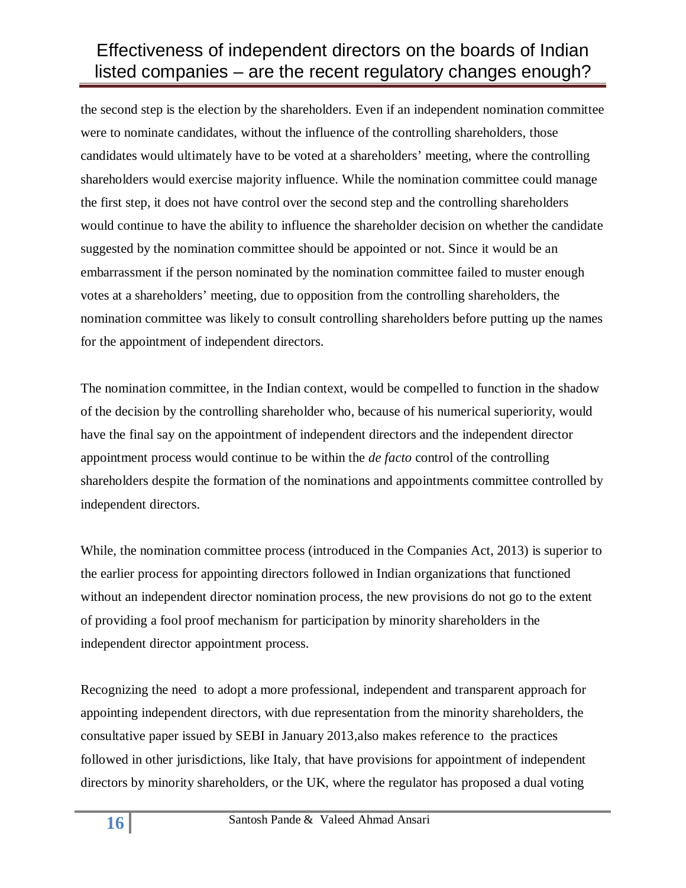the second step is the election by the shareholders. Even if an independent nomination committee were to nominate candidates, without the influence of the controlling shareholders, those candidates would ultimately have to be voted at a shareholders' meeting, where the controlling shareholders would exercise majority influence. While the nomination committee could manage the first step, it does not have control over the second step and the controlling shareholders would continue to have the ability to influence the shareholder decision on whether the candidate suggested by the nomination committee should be appointed or not. Since it would be an embarrassment if the person nominated by the nomination committee failed to muster enough votes at a shareholders' meeting, due to opposition from the controlling shareholders, the nomination committee was likely to consult controlling shareholders before putting up the names for the appointment of independent directors.

The nomination committee, in the Indian context, would be compelled to function in the shadow of the decision by the controlling shareholder who, because of his numerical superiority, would have the final say on the appointment of independent directors and the independent director appointment process would continue to be within the *de facto* control of the controlling shareholders despite the formation of the nominations and appointments committee controlled by independent directors.

While, the nomination committee process (introduced in the Companies Act, 2013) is superior to the earlier process for appointing directors followed in Indian organizations that functioned without an independent director nomination process, the new provisions do not go to the extent of providing a fool proof mechanism for participation by minority shareholders in the independent director appointment process.

Recognizing the need to adopt a more professional, independent and transparent approach for appointing independent directors, with due representation from the minority shareholders, the consultative paper issued by SEBI in January 2013,also makes reference to the practices followed in other jurisdictions, like Italy, that have provisions for appointment of independent directors by minority shareholders, or the UK, where the regulator has proposed a dual voting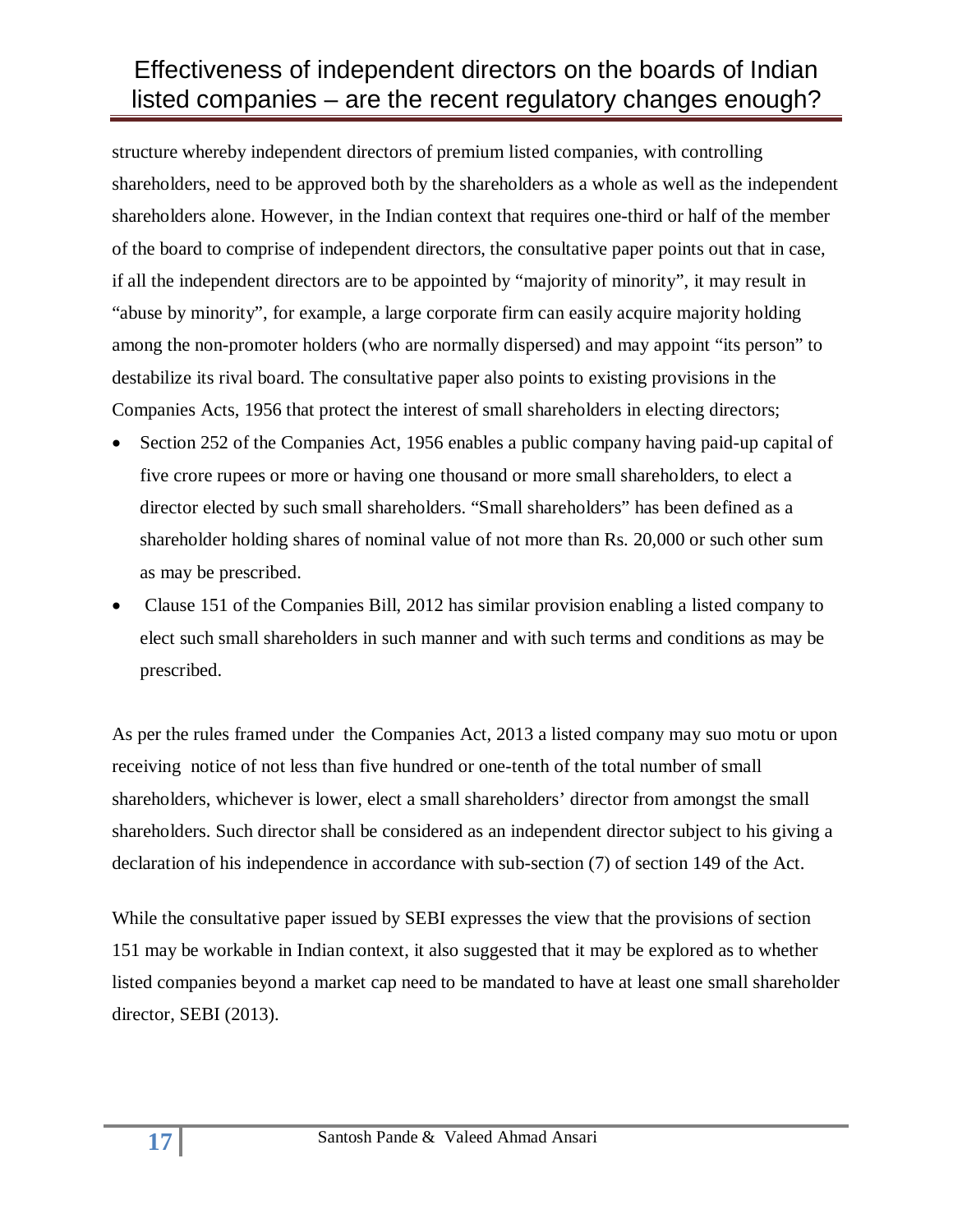structure whereby independent directors of premium listed companies, with controlling shareholders, need to be approved both by the shareholders as a whole as well as the independent shareholders alone. However, in the Indian context that requires one-third or half of the member of the board to comprise of independent directors, the consultative paper points out that in case, if all the independent directors are to be appointed by "majority of minority", it may result in "abuse by minority", for example, a large corporate firm can easily acquire majority holding among the non-promoter holders (who are normally dispersed) and may appoint "its person" to destabilize its rival board. The consultative paper also points to existing provisions in the Companies Acts, 1956 that protect the interest of small shareholders in electing directors;

- Section 252 of the Companies Act, 1956 enables a public company having paid-up capital of five crore rupees or more or having one thousand or more small shareholders, to elect a director elected by such small shareholders. "Small shareholders" has been defined as a shareholder holding shares of nominal value of not more than Rs. 20,000 or such other sum as may be prescribed.
- Clause 151 of the Companies Bill, 2012 has similar provision enabling a listed company to elect such small shareholders in such manner and with such terms and conditions as may be prescribed.

As per the rules framed under the Companies Act, 2013 a listed company may suo motu or upon receiving notice of not less than five hundred or one-tenth of the total number of small shareholders, whichever is lower, elect a small shareholders' director from amongst the small shareholders. Such director shall be considered as an independent director subject to his giving a declaration of his independence in accordance with sub-section (7) of section 149 of the Act.

While the consultative paper issued by SEBI expresses the view that the provisions of section 151 may be workable in Indian context, it also suggested that it may be explored as to whether listed companies beyond a market cap need to be mandated to have at least one small shareholder director, SEBI (2013).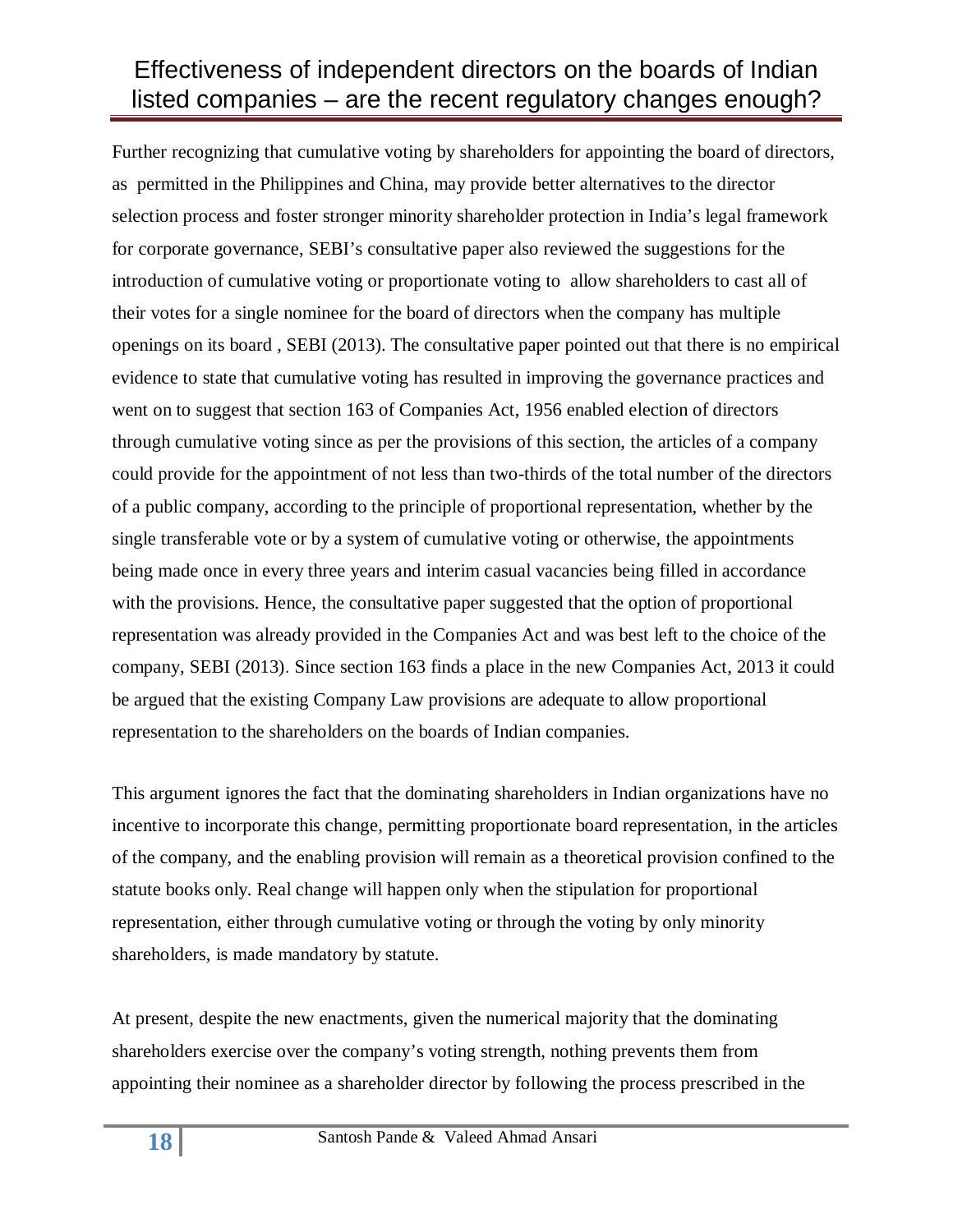Further recognizing that cumulative voting by shareholders for appointing the board of directors, as permitted in the Philippines and China, may provide better alternatives to the director selection process and foster stronger minority shareholder protection in India's legal framework for corporate governance, SEBI's consultative paper also reviewed the suggestions for the introduction of cumulative voting or proportionate voting to allow shareholders to cast all of their votes for a single nominee for the board of directors when the company has multiple openings on its board , SEBI (2013). The consultative paper pointed out that there is no empirical evidence to state that cumulative voting has resulted in improving the governance practices and went on to suggest that section 163 of Companies Act, 1956 enabled election of directors through cumulative voting since as per the provisions of this section, the articles of a company could provide for the appointment of not less than two-thirds of the total number of the directors of a public company, according to the principle of proportional representation, whether by the single transferable vote or by a system of cumulative voting or otherwise, the appointments being made once in every three years and interim casual vacancies being filled in accordance with the provisions. Hence, the consultative paper suggested that the option of proportional representation was already provided in the Companies Act and was best left to the choice of the company, SEBI (2013). Since section 163 finds a place in the new Companies Act, 2013 it could be argued that the existing Company Law provisions are adequate to allow proportional representation to the shareholders on the boards of Indian companies.

This argument ignores the fact that the dominating shareholders in Indian organizations have no incentive to incorporate this change, permitting proportionate board representation, in the articles of the company, and the enabling provision will remain as a theoretical provision confined to the statute books only. Real change will happen only when the stipulation for proportional representation, either through cumulative voting or through the voting by only minority shareholders, is made mandatory by statute.

At present, despite the new enactments, given the numerical majority that the dominating shareholders exercise over the company's voting strength, nothing prevents them from appointing their nominee as a shareholder director by following the process prescribed in the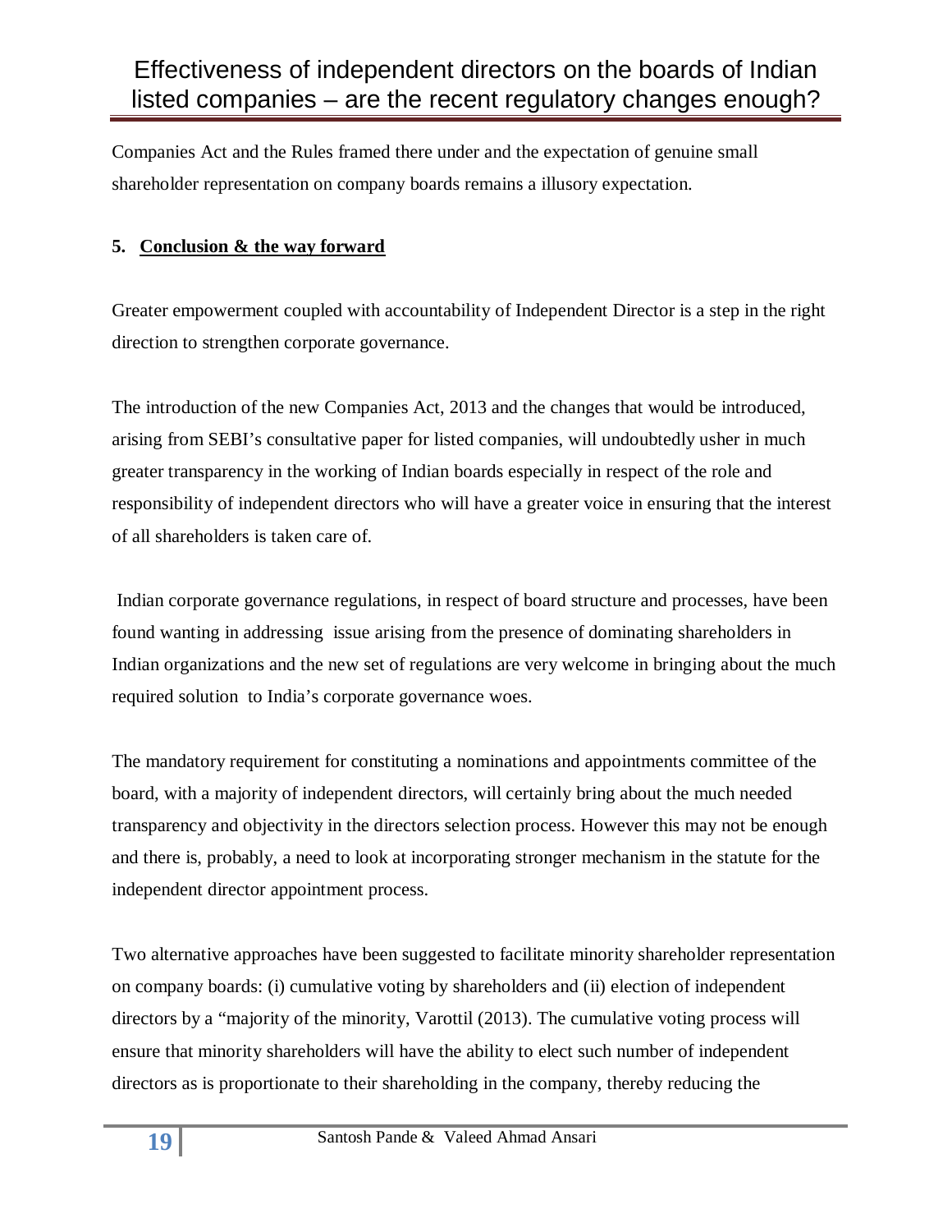Companies Act and the Rules framed there under and the expectation of genuine small shareholder representation on company boards remains a illusory expectation.

## 5. Conclusion & the way forward

Greater empowerment coupled with accountability of Independent Director is a step in the right direction to strengthen corporate governance.

The introduction of the new Companies Act, 2013 and the changes that would be introduced, arising from SEBI's consultative paper for listed companies, will undoubtedly usher in much greater transparency in the working of Indian boards especially in respect of the role and responsibility of independent directors who will have a greater voice in ensuring that the interest of all shareholders is taken care of.

Indian corporate governance regulations, in respect of board structure and processes, have been found wanting in addressing issue arising from the presence of dominating shareholders in Indian organizations and the new set of regulations are very welcome in bringing about the much required solution to India's corporate governance woes.

The mandatory requirement for constituting a nominations and appointments committee of the board, with a majority of independent directors, will certainly bring about the much needed transparency and objectivity in the directors selection process. However this may not be enough and there is, probably, a need to look at incorporating stronger mechanism in the statute for the independent director appointment process.

Two alternative approaches have been suggested to facilitate minority shareholder representation on company boards: (i) cumulative voting by shareholders and (ii) election of independent directors by a "majority of the minority, Varottil (2013). The cumulative voting process will ensure that minority shareholders will have the ability to elect such number of independent directors as is proportionate to their shareholding in the company, thereby reducing the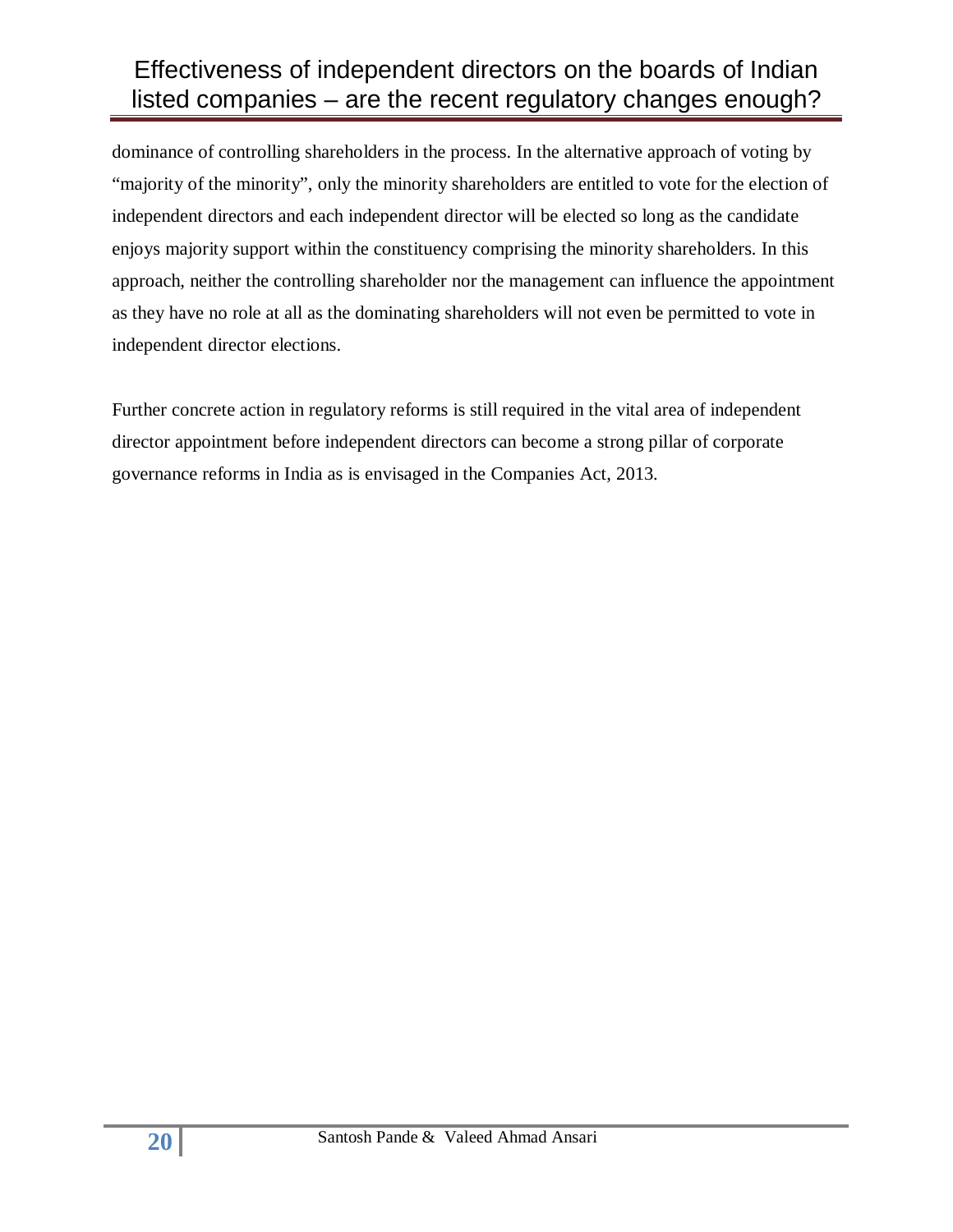dominance of controlling shareholders in the process. In the alternative approach of voting by "majority of the minority", only the minority shareholders are entitled to vote for the election of independent directors and each independent director will be elected so long as the candidate enjoys majority support within the constituency comprising the minority shareholders. In this approach, neither the controlling shareholder nor the management can influence the appointment as they have no role at all as the dominating shareholders will not even be permitted to vote in independent director elections.

Further concrete action in regulatory reforms is still required in the vital area of independent director appointment before independent directors can become a strong pillar of corporate governance reforms in India as is envisaged in the Companies Act, 2013.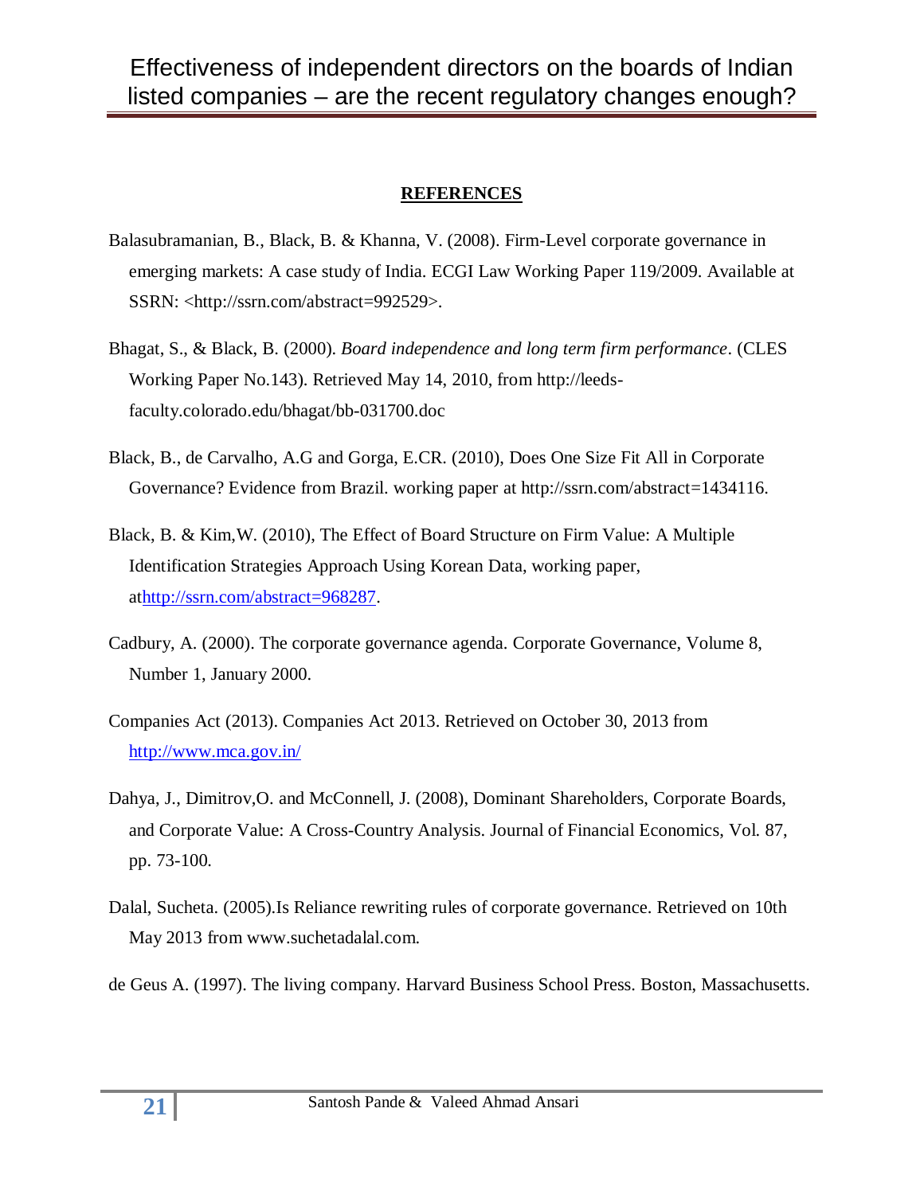**REFERENCES**

Balasubramanian, B., Black, B. & Khanna, V. (2008). Firm-Level corporate governance in emerging markets: A case study of India. ECGI Law Working Paper 119/2009. Available at SSRN: <http://ssrn.com/abstract=992529>.

Bhagat, S., & Black, B. (2000). *Board independence and long term firm performance*. (CLES Working Paper No.143). Retrieved May 14, 2010, from http://leeds-faculty.colorado.edu/bhagat/bb-031700.doc

Black, B., de Carvalho, A.G and Gorga, E.CR. (2010), Does One Size Fit All in Corporate Governance? Evidence from Brazil. working paper at http://ssrn.com/abstract=1434116.

Black, B. & Kim,W. (2010), The Effect of Board Structure on Firm Value: A Multiple Identification Strategies Approach Using Korean Data, working paper, athttp://ssrn.com/abstract=968287.

Cadbury, A. (2000). The corporate governance agenda. Corporate Governance, Volume 8, Number 1, January 2000.

Companies Act (2013). Companies Act 2013. Retrieved on October 30, 2013 from http://www.mca.gov.in/

Dahya, J., Dimitrov,O. and McConnell, J. (2008), Dominant Shareholders, Corporate Boards, and Corporate Value: A Cross-Country Analysis. Journal of Financial Economics, Vol. 87, pp. 73-100.

Dalal, Sucheta. (2005).Is Reliance rewriting rules of corporate governance. Retrieved on 10th May 2013 from www.suchetadalal.com.

de Geus A. (1997). The living company. Harvard Business School Press. Boston, Massachusetts.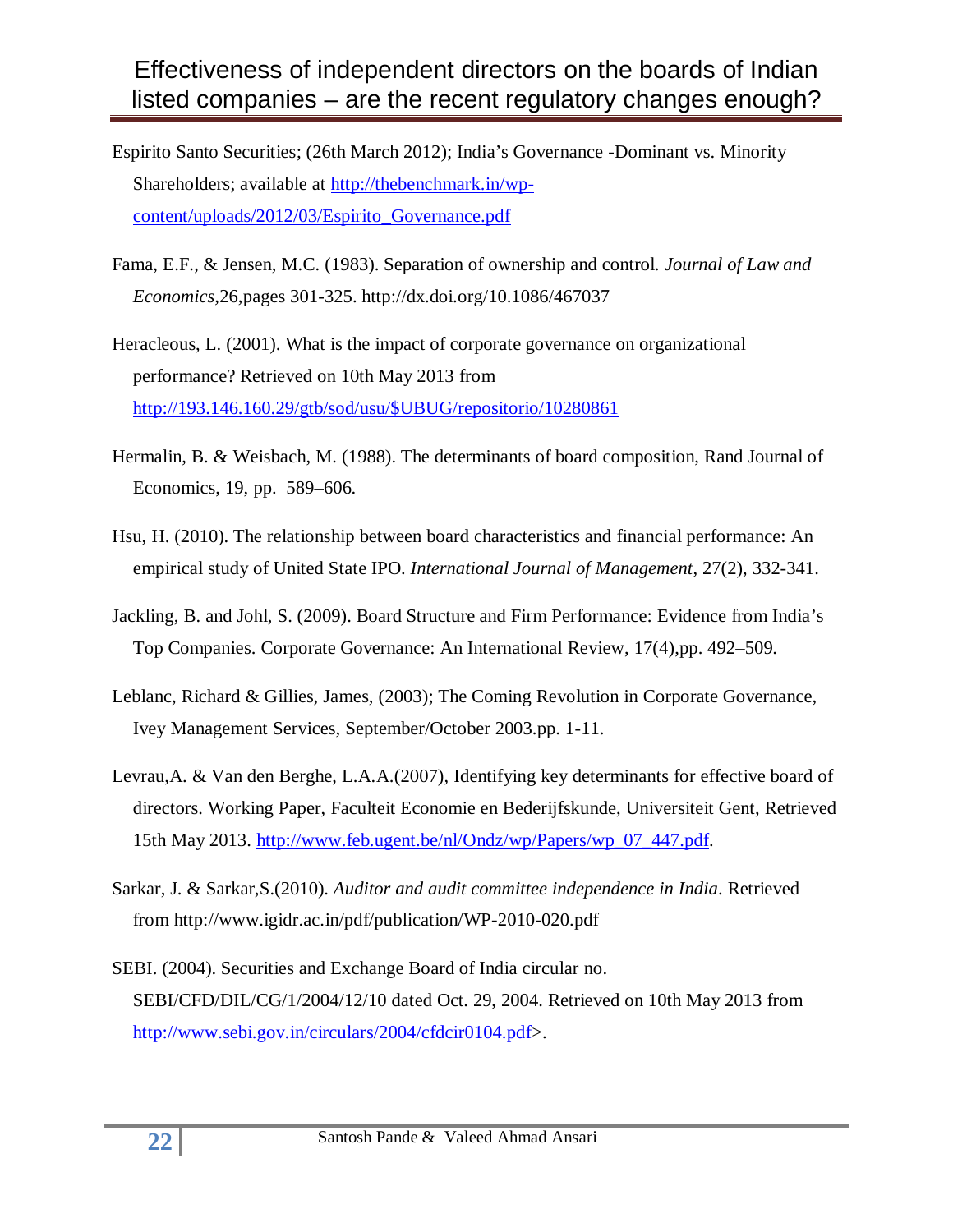Espirito Santo Securities; (26th March 2012); India's Governance -Dominant vs. Minority Shareholders; available at http://thebenchmark.in/wp-content/uploads/2012/03/Espirito_Governance.pdf

Fama, E.F., & Jensen, M.C. (1983). Separation of ownership and control. *Journal of Law and Economics*,26,pages 301-325. http://dx.doi.org/10.1086/467037

Heracleous, L. (2001). What is the impact of corporate governance on organizational performance? Retrieved on 10th May 2013 from http://193.146.160.29/gtb/sod/usu/$UBUG/repositorio/10280861

Hermalin, B. & Weisbach, M. (1988). The determinants of board composition, Rand Journal of Economics, 19, pp. 589–606.

Hsu, H. (2010). The relationship between board characteristics and financial performance: An empirical study of United State IPO. *International Journal of Management*, 27(2), 332-341.

Jackling, B. and Johl, S. (2009). Board Structure and Firm Performance: Evidence from India's Top Companies. Corporate Governance: An International Review, 17(4),pp. 492–509.

Leblanc, Richard & Gillies, James, (2003); The Coming Revolution in Corporate Governance, Ivey Management Services, September/October 2003.pp. 1-11.

Levrau,A. & Van den Berghe, L.A.A.(2007), Identifying key determinants for effective board of directors. Working Paper, Faculteit Economie en Bederijfskunde, Universiteit Gent, Retrieved 15th May 2013. http://www.feb.ugent.be/nl/Ondz/wp/Papers/wp_07_447.pdf.

Sarkar, J. & Sarkar,S.(2010). *Auditor and audit committee independence in India*. Retrieved from http://www.igidr.ac.in/pdf/publication/WP-2010-020.pdf

SEBI. (2004). Securities and Exchange Board of India circular no. SEBI/CFD/DIL/CG/1/2004/12/10 dated Oct. 29, 2004. Retrieved on 10th May 2013 from http://www.sebi.gov.in/circulars/2004/cfdcir0104.pdf>.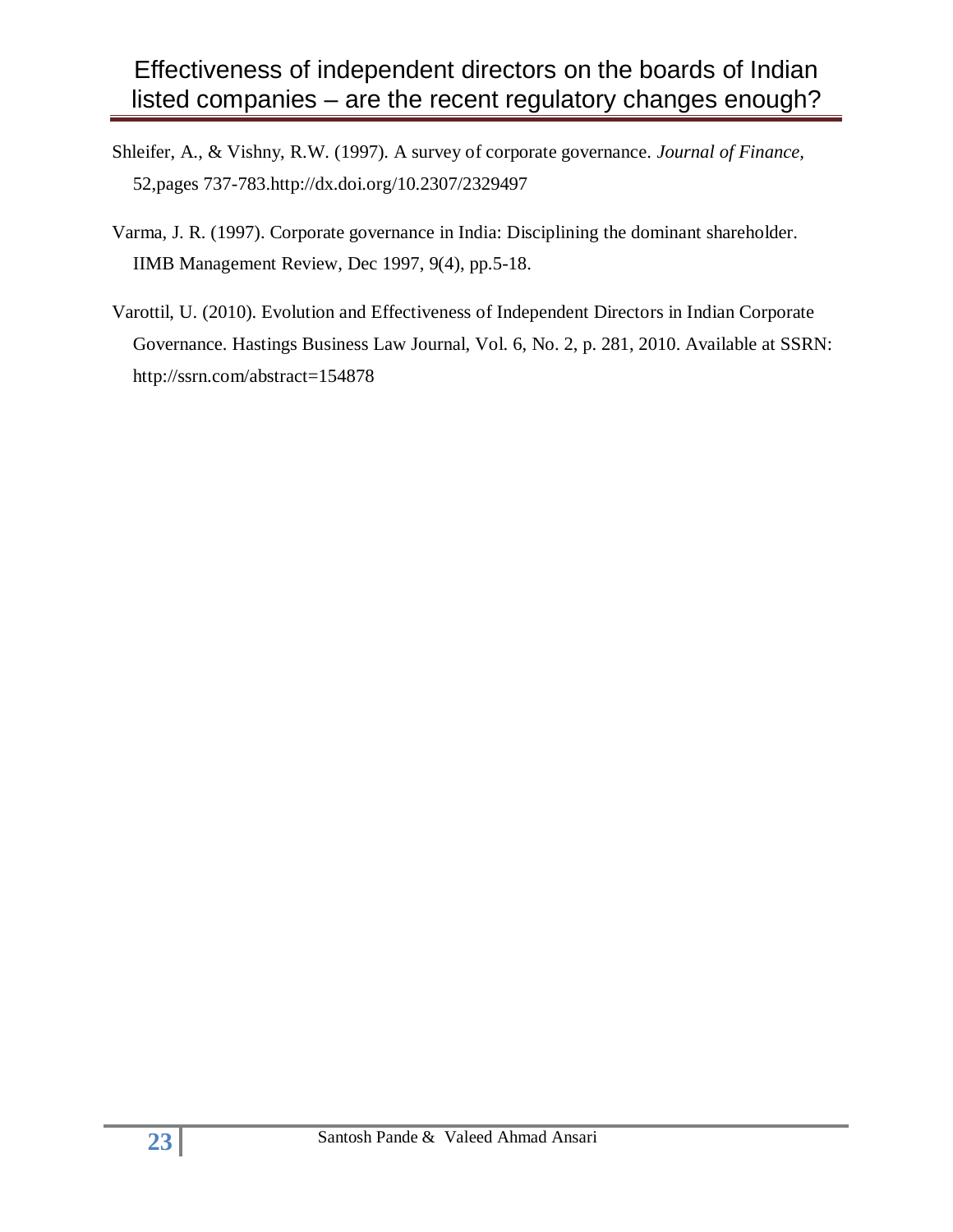Shleifer, A., & Vishny, R.W. (1997). A survey of corporate governance. *Journal of Finance,* 52,pages 737-783.http://dx.doi.org/10.2307/2329497

Varma, J. R. (1997). Corporate governance in India: Disciplining the dominant shareholder. IIMB Management Review, Dec 1997, 9(4), pp.5-18.

Varottil, U. (2010). Evolution and Effectiveness of Independent Directors in Indian Corporate Governance. Hastings Business Law Journal, Vol. 6, No. 2, p. 281, 2010. Available at SSRN: http://ssrn.com/abstract=154878